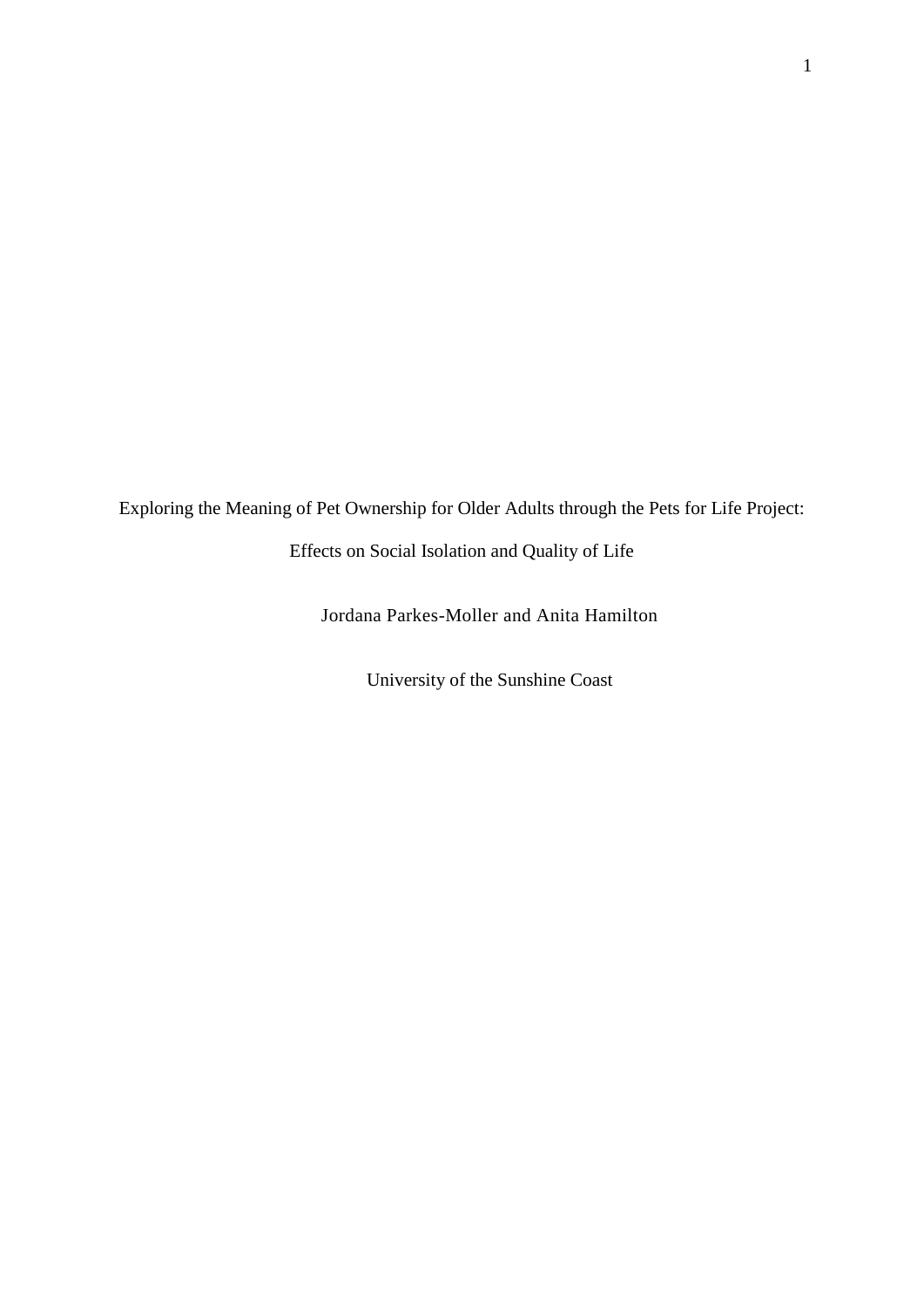# Exploring the Meaning of Pet Ownership for Older Adults through the Pets for Life Project: Effects on Social Isolation and Quality of Life

Jordana Parkes-Moller and Anita Hamilton

University of the Sunshine Coast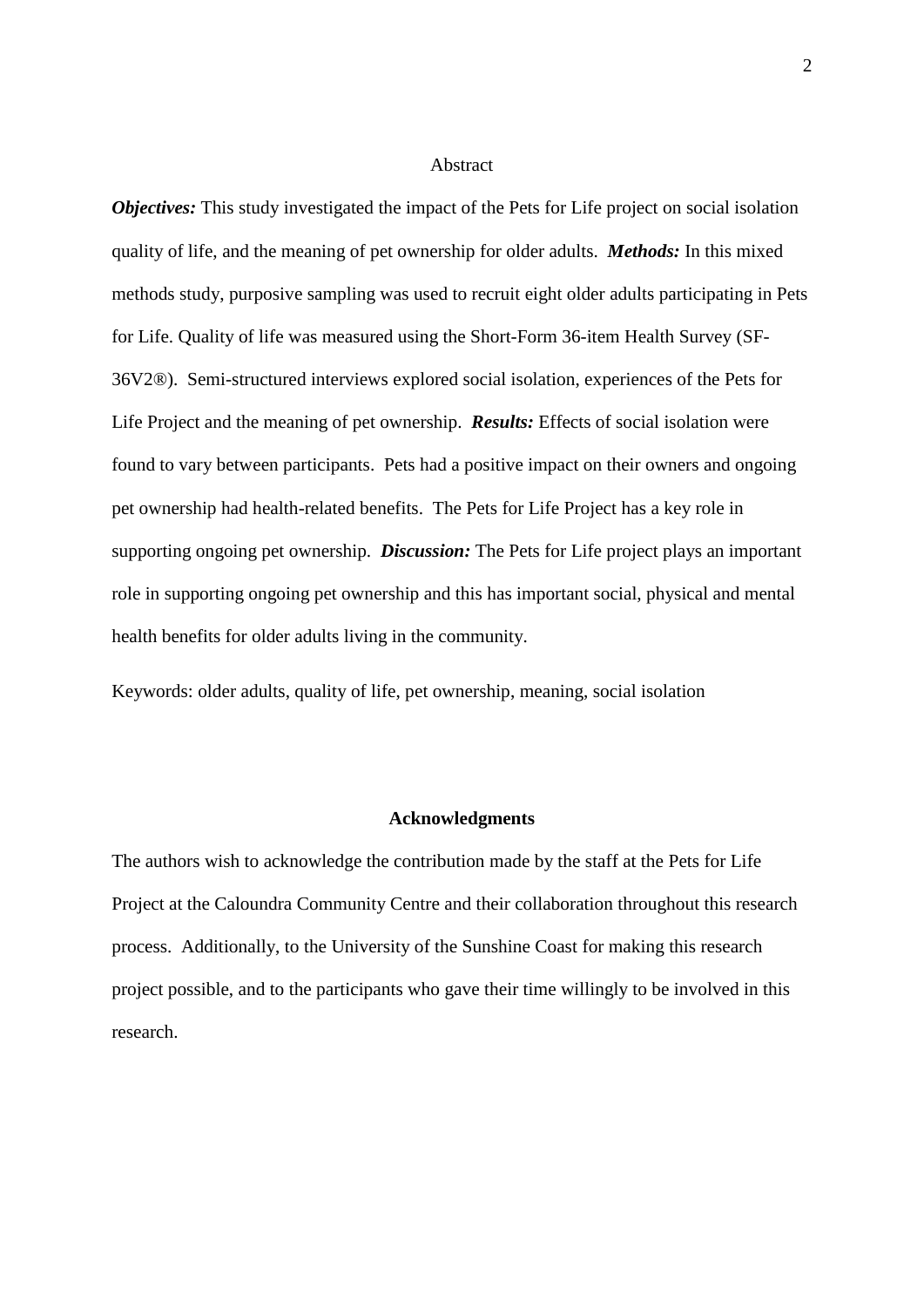## Abstract

***Objectives:*** This study investigated the impact of the Pets for Life project on social isolation quality of life, and the meaning of pet ownership for older adults. ***Methods:*** In this mixed methods study, purposive sampling was used to recruit eight older adults participating in Pets for Life. Quality of life was measured using the Short-Form 36-item Health Survey (SF-36V2®). Semi-structured interviews explored social isolation, experiences of the Pets for Life Project and the meaning of pet ownership. ***Results:*** Effects of social isolation were found to vary between participants. Pets had a positive impact on their owners and ongoing pet ownership had health-related benefits. The Pets for Life Project has a key role in supporting ongoing pet ownership. ***Discussion:*** The Pets for Life project plays an important role in supporting ongoing pet ownership and this has important social, physical and mental health benefits for older adults living in the community.

Keywords: older adults, quality of life, pet ownership, meaning, social isolation

## Acknowledgments

The authors wish to acknowledge the contribution made by the staff at the Pets for Life Project at the Caloundra Community Centre and their collaboration throughout this research process. Additionally, to the University of the Sunshine Coast for making this research project possible, and to the participants who gave their time willingly to be involved in this research.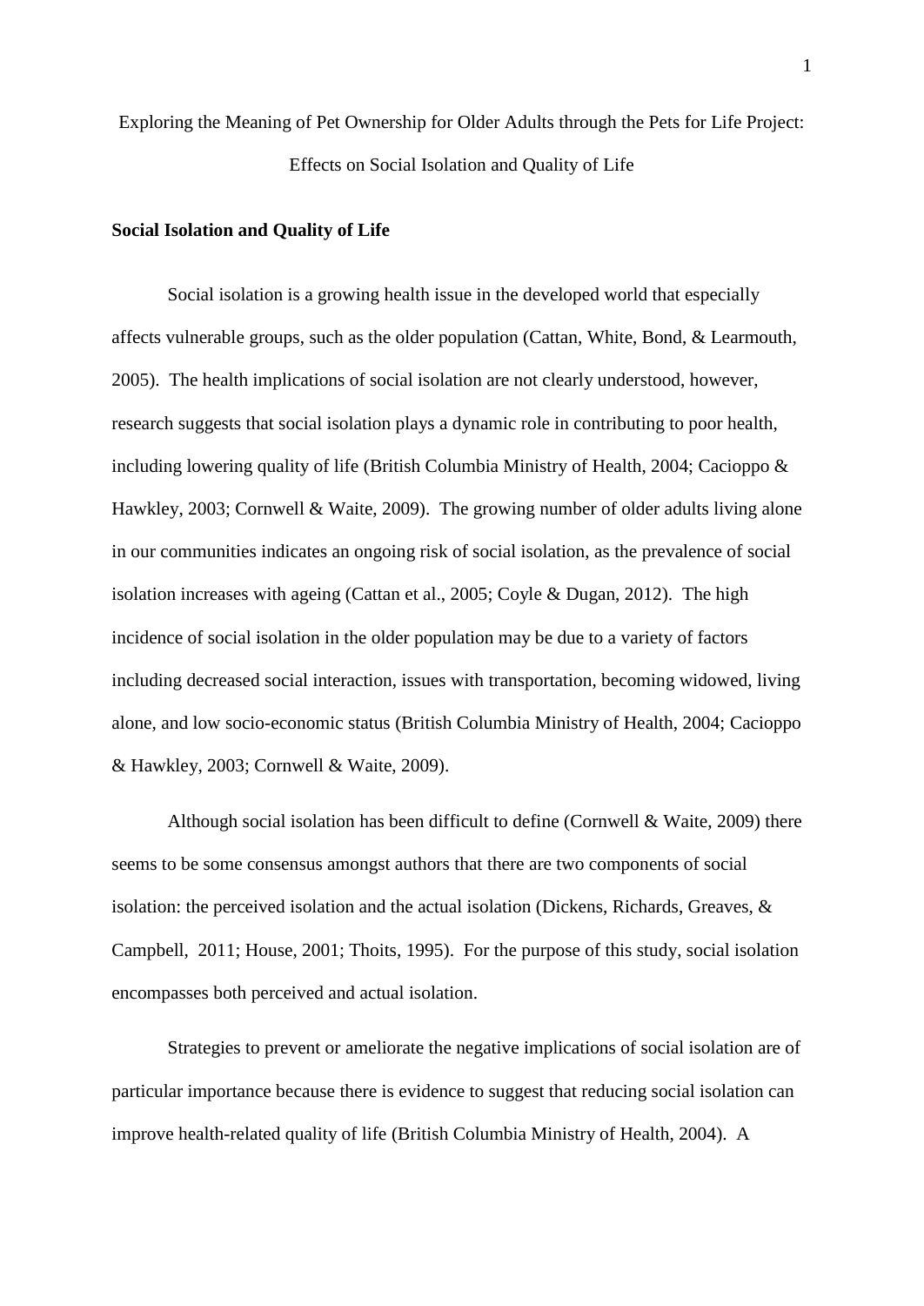Exploring the Meaning of Pet Ownership for Older Adults through the Pets for Life Project: Effects on Social Isolation and Quality of Life

## Social Isolation and Quality of Life

Social isolation is a growing health issue in the developed world that especially affects vulnerable groups, such as the older population (Cattan, White, Bond, & Learmouth, 2005). The health implications of social isolation are not clearly understood, however, research suggests that social isolation plays a dynamic role in contributing to poor health, including lowering quality of life (British Columbia Ministry of Health, 2004; Cacioppo & Hawkley, 2003; Cornwell & Waite, 2009). The growing number of older adults living alone in our communities indicates an ongoing risk of social isolation, as the prevalence of social isolation increases with ageing (Cattan et al., 2005; Coyle & Dugan, 2012). The high incidence of social isolation in the older population may be due to a variety of factors including decreased social interaction, issues with transportation, becoming widowed, living alone, and low socio-economic status (British Columbia Ministry of Health, 2004; Cacioppo & Hawkley, 2003; Cornwell & Waite, 2009).

Although social isolation has been difficult to define (Cornwell & Waite, 2009) there seems to be some consensus amongst authors that there are two components of social isolation: the perceived isolation and the actual isolation (Dickens, Richards, Greaves, & Campbell, 2011; House, 2001; Thoits, 1995). For the purpose of this study, social isolation encompasses both perceived and actual isolation.

Strategies to prevent or ameliorate the negative implications of social isolation are of particular importance because there is evidence to suggest that reducing social isolation can improve health-related quality of life (British Columbia Ministry of Health, 2004). A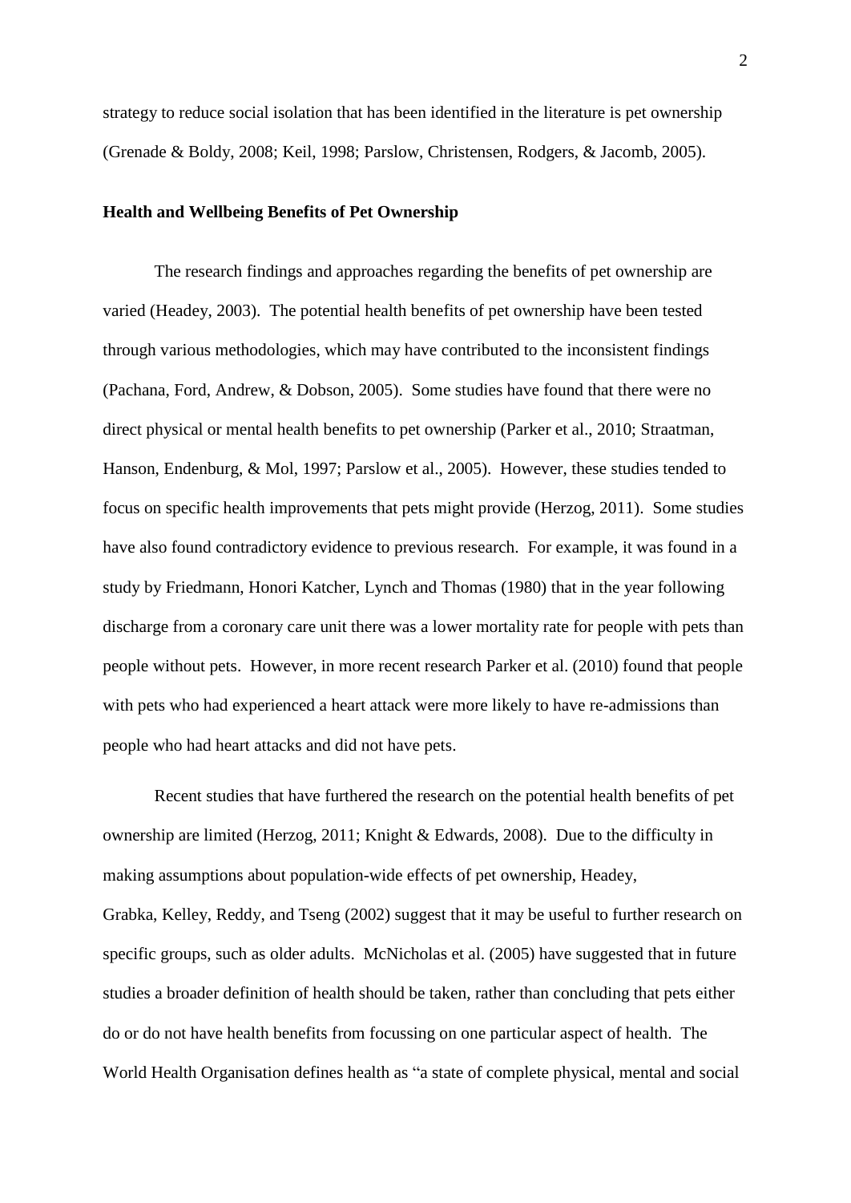strategy to reduce social isolation that has been identified in the literature is pet ownership (Grenade & Boldy, 2008; Keil, 1998; Parslow, Christensen, Rodgers, & Jacomb, 2005).

## Health and Wellbeing Benefits of Pet Ownership

The research findings and approaches regarding the benefits of pet ownership are varied (Headey, 2003). The potential health benefits of pet ownership have been tested through various methodologies, which may have contributed to the inconsistent findings (Pachana, Ford, Andrew, & Dobson, 2005). Some studies have found that there were no direct physical or mental health benefits to pet ownership (Parker et al., 2010; Straatman, Hanson, Endenburg, & Mol, 1997; Parslow et al., 2005). However, these studies tended to focus on specific health improvements that pets might provide (Herzog, 2011). Some studies have also found contradictory evidence to previous research. For example, it was found in a study by Friedmann, Honori Katcher, Lynch and Thomas (1980) that in the year following discharge from a coronary care unit there was a lower mortality rate for people with pets than people without pets. However, in more recent research Parker et al. (2010) found that people with pets who had experienced a heart attack were more likely to have re-admissions than people who had heart attacks and did not have pets.

Recent studies that have furthered the research on the potential health benefits of pet ownership are limited (Herzog, 2011; Knight & Edwards, 2008). Due to the difficulty in making assumptions about population-wide effects of pet ownership, Headey, Grabka, Kelley, Reddy, and Tseng (2002) suggest that it may be useful to further research on specific groups, such as older adults. McNicholas et al. (2005) have suggested that in future studies a broader definition of health should be taken, rather than concluding that pets either do or do not have health benefits from focussing on one particular aspect of health. The World Health Organisation defines health as "a state of complete physical, mental and social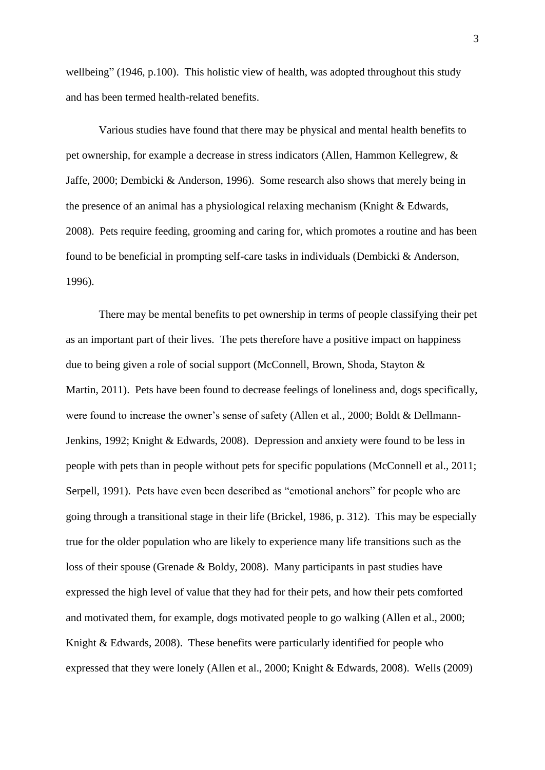wellbeing" (1946, p.100). This holistic view of health, was adopted throughout this study and has been termed health-related benefits.

Various studies have found that there may be physical and mental health benefits to pet ownership, for example a decrease in stress indicators (Allen, Hammon Kellegrew, & Jaffe, 2000; Dembicki & Anderson, 1996). Some research also shows that merely being in the presence of an animal has a physiological relaxing mechanism (Knight & Edwards, 2008). Pets require feeding, grooming and caring for, which promotes a routine and has been found to be beneficial in prompting self-care tasks in individuals (Dembicki & Anderson, 1996).

There may be mental benefits to pet ownership in terms of people classifying their pet as an important part of their lives. The pets therefore have a positive impact on happiness due to being given a role of social support (McConnell, Brown, Shoda, Stayton & Martin, 2011). Pets have been found to decrease feelings of loneliness and, dogs specifically, were found to increase the owner's sense of safety (Allen et al., 2000; Boldt & Dellmann-Jenkins, 1992; Knight & Edwards, 2008). Depression and anxiety were found to be less in people with pets than in people without pets for specific populations (McConnell et al., 2011; Serpell, 1991). Pets have even been described as "emotional anchors" for people who are going through a transitional stage in their life (Brickel, 1986, p. 312). This may be especially true for the older population who are likely to experience many life transitions such as the loss of their spouse (Grenade & Boldy, 2008). Many participants in past studies have expressed the high level of value that they had for their pets, and how their pets comforted and motivated them, for example, dogs motivated people to go walking (Allen et al., 2000; Knight & Edwards, 2008). These benefits were particularly identified for people who expressed that they were lonely (Allen et al., 2000; Knight & Edwards, 2008). Wells (2009)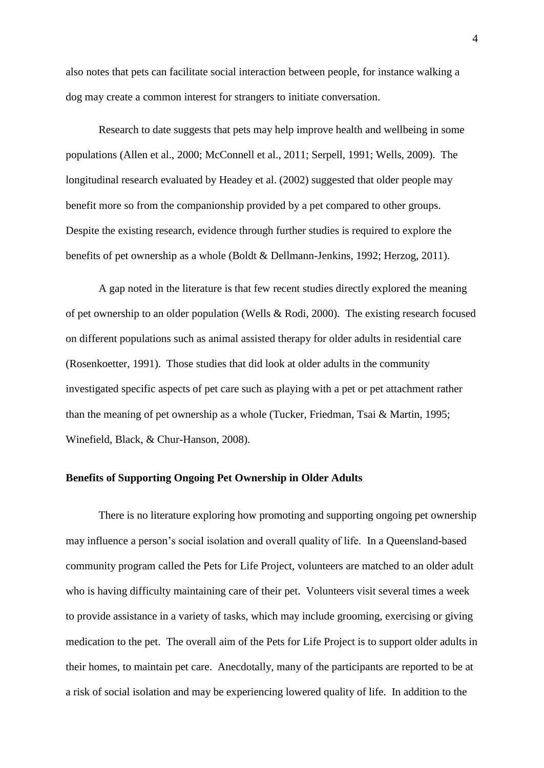also notes that pets can facilitate social interaction between people, for instance walking a dog may create a common interest for strangers to initiate conversation.

Research to date suggests that pets may help improve health and wellbeing in some populations (Allen et al., 2000; McConnell et al., 2011; Serpell, 1991; Wells, 2009). The longitudinal research evaluated by Headey et al. (2002) suggested that older people may benefit more so from the companionship provided by a pet compared to other groups. Despite the existing research, evidence through further studies is required to explore the benefits of pet ownership as a whole (Boldt & Dellmann-Jenkins, 1992; Herzog, 2011).

A gap noted in the literature is that few recent studies directly explored the meaning of pet ownership to an older population (Wells & Rodi, 2000). The existing research focused on different populations such as animal assisted therapy for older adults in residential care (Rosenkoetter, 1991). Those studies that did look at older adults in the community investigated specific aspects of pet care such as playing with a pet or pet attachment rather than the meaning of pet ownership as a whole (Tucker, Friedman, Tsai & Martin, 1995; Winefield, Black, & Chur-Hanson, 2008).

**Benefits of Supporting Ongoing Pet Ownership in Older Adults**

There is no literature exploring how promoting and supporting ongoing pet ownership may influence a person's social isolation and overall quality of life. In a Queensland-based community program called the Pets for Life Project, volunteers are matched to an older adult who is having difficulty maintaining care of their pet. Volunteers visit several times a week to provide assistance in a variety of tasks, which may include grooming, exercising or giving medication to the pet. The overall aim of the Pets for Life Project is to support older adults in their homes, to maintain pet care. Anecdotally, many of the participants are reported to be at a risk of social isolation and may be experiencing lowered quality of life. In addition to the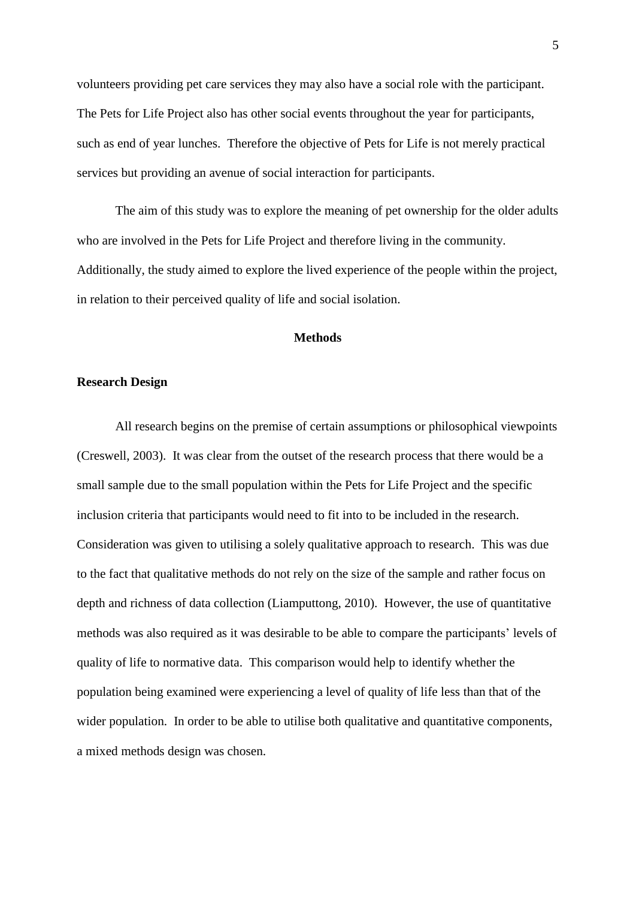volunteers providing pet care services they may also have a social role with the participant. The Pets for Life Project also has other social events throughout the year for participants, such as end of year lunches. Therefore the objective of Pets for Life is not merely practical services but providing an avenue of social interaction for participants.

The aim of this study was to explore the meaning of pet ownership for the older adults who are involved in the Pets for Life Project and therefore living in the community. Additionally, the study aimed to explore the lived experience of the people within the project, in relation to their perceived quality of life and social isolation.

## Methods

### Research Design

All research begins on the premise of certain assumptions or philosophical viewpoints (Creswell, 2003). It was clear from the outset of the research process that there would be a small sample due to the small population within the Pets for Life Project and the specific inclusion criteria that participants would need to fit into to be included in the research. Consideration was given to utilising a solely qualitative approach to research. This was due to the fact that qualitative methods do not rely on the size of the sample and rather focus on depth and richness of data collection (Liamputtong, 2010). However, the use of quantitative methods was also required as it was desirable to be able to compare the participants' levels of quality of life to normative data. This comparison would help to identify whether the population being examined were experiencing a level of quality of life less than that of the wider population. In order to be able to utilise both qualitative and quantitative components, a mixed methods design was chosen.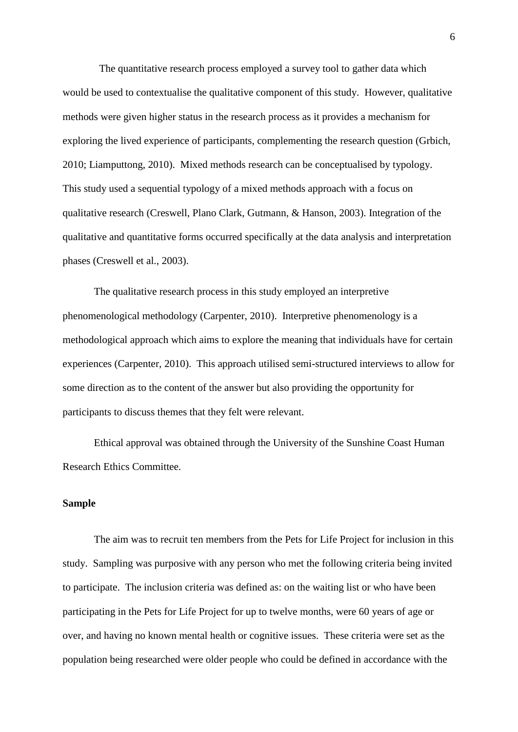The quantitative research process employed a survey tool to gather data which would be used to contextualise the qualitative component of this study. However, qualitative methods were given higher status in the research process as it provides a mechanism for exploring the lived experience of participants, complementing the research question (Grbich, 2010; Liamputtong, 2010). Mixed methods research can be conceptualised by typology. This study used a sequential typology of a mixed methods approach with a focus on qualitative research (Creswell, Plano Clark, Gutmann, & Hanson, 2003). Integration of the qualitative and quantitative forms occurred specifically at the data analysis and interpretation phases (Creswell et al., 2003).

The qualitative research process in this study employed an interpretive phenomenological methodology (Carpenter, 2010). Interpretive phenomenology is a methodological approach which aims to explore the meaning that individuals have for certain experiences (Carpenter, 2010). This approach utilised semi-structured interviews to allow for some direction as to the content of the answer but also providing the opportunity for participants to discuss themes that they felt were relevant.

Ethical approval was obtained through the University of the Sunshine Coast Human Research Ethics Committee.

**Sample**

The aim was to recruit ten members from the Pets for Life Project for inclusion in this study. Sampling was purposive with any person who met the following criteria being invited to participate. The inclusion criteria was defined as: on the waiting list or who have been participating in the Pets for Life Project for up to twelve months, were 60 years of age or over, and having no known mental health or cognitive issues. These criteria were set as the population being researched were older people who could be defined in accordance with the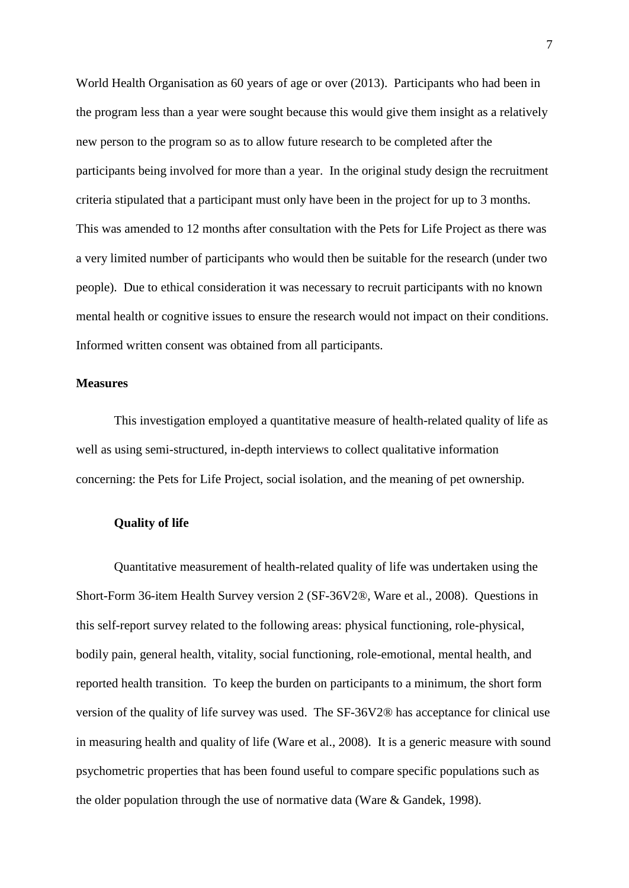World Health Organisation as 60 years of age or over (2013). Participants who had been in the program less than a year were sought because this would give them insight as a relatively new person to the program so as to allow future research to be completed after the participants being involved for more than a year. In the original study design the recruitment criteria stipulated that a participant must only have been in the project for up to 3 months. This was amended to 12 months after consultation with the Pets for Life Project as there was a very limited number of participants who would then be suitable for the research (under two people). Due to ethical consideration it was necessary to recruit participants with no known mental health or cognitive issues to ensure the research would not impact on their conditions. Informed written consent was obtained from all participants.

## Measures

This investigation employed a quantitative measure of health-related quality of life as well as using semi-structured, in-depth interviews to collect qualitative information concerning: the Pets for Life Project, social isolation, and the meaning of pet ownership.

### Quality of life

Quantitative measurement of health-related quality of life was undertaken using the Short-Form 36-item Health Survey version 2 (SF-36V2®, Ware et al., 2008). Questions in this self-report survey related to the following areas: physical functioning, role-physical, bodily pain, general health, vitality, social functioning, role-emotional, mental health, and reported health transition. To keep the burden on participants to a minimum, the short form version of the quality of life survey was used. The SF-36V2® has acceptance for clinical use in measuring health and quality of life (Ware et al., 2008). It is a generic measure with sound psychometric properties that has been found useful to compare specific populations such as the older population through the use of normative data (Ware & Gandek, 1998).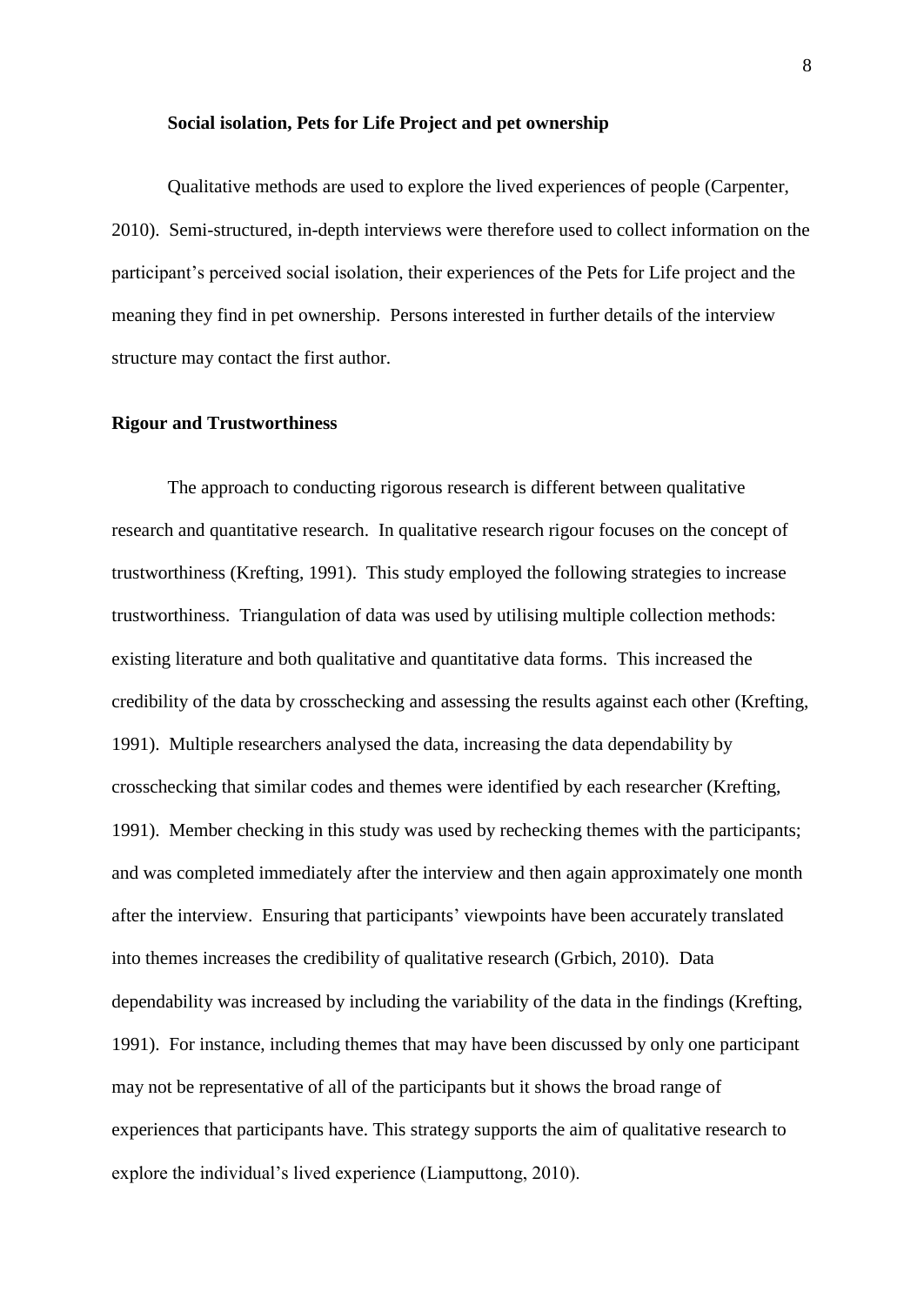### Social isolation, Pets for Life Project and pet ownership

Qualitative methods are used to explore the lived experiences of people (Carpenter, 2010). Semi-structured, in-depth interviews were therefore used to collect information on the participant's perceived social isolation, their experiences of the Pets for Life project and the meaning they find in pet ownership. Persons interested in further details of the interview structure may contact the first author.

## Rigour and Trustworthiness

The approach to conducting rigorous research is different between qualitative research and quantitative research. In qualitative research rigour focuses on the concept of trustworthiness (Krefting, 1991). This study employed the following strategies to increase trustworthiness. Triangulation of data was used by utilising multiple collection methods: existing literature and both qualitative and quantitative data forms. This increased the credibility of the data by crosschecking and assessing the results against each other (Krefting, 1991). Multiple researchers analysed the data, increasing the data dependability by crosschecking that similar codes and themes were identified by each researcher (Krefting, 1991). Member checking in this study was used by rechecking themes with the participants; and was completed immediately after the interview and then again approximately one month after the interview. Ensuring that participants' viewpoints have been accurately translated into themes increases the credibility of qualitative research (Grbich, 2010). Data dependability was increased by including the variability of the data in the findings (Krefting, 1991). For instance, including themes that may have been discussed by only one participant may not be representative of all of the participants but it shows the broad range of experiences that participants have. This strategy supports the aim of qualitative research to explore the individual's lived experience (Liamputtong, 2010).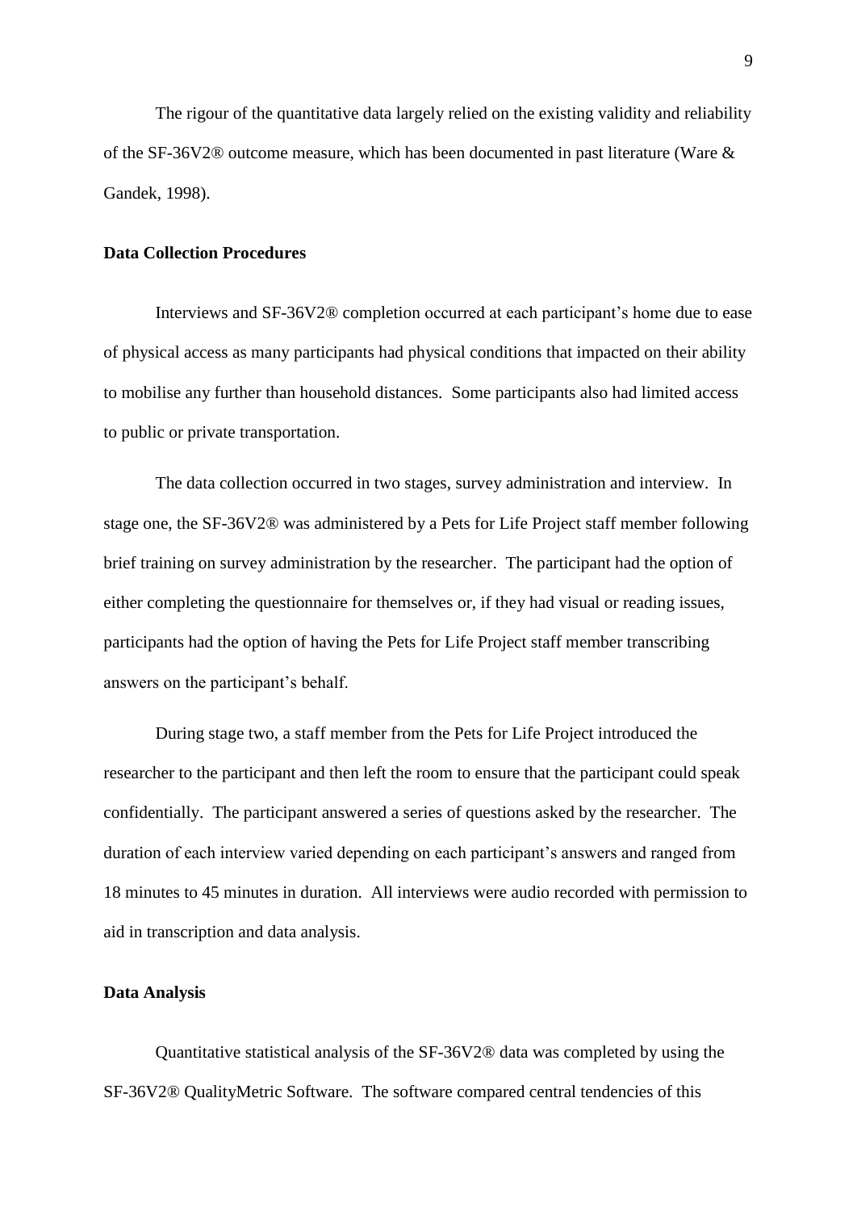The rigour of the quantitative data largely relied on the existing validity and reliability of the SF-36V2® outcome measure, which has been documented in past literature (Ware & Gandek, 1998).

**Data Collection Procedures**

Interviews and SF-36V2® completion occurred at each participant's home due to ease of physical access as many participants had physical conditions that impacted on their ability to mobilise any further than household distances. Some participants also had limited access to public or private transportation.

The data collection occurred in two stages, survey administration and interview. In stage one, the SF-36V2® was administered by a Pets for Life Project staff member following brief training on survey administration by the researcher. The participant had the option of either completing the questionnaire for themselves or, if they had visual or reading issues, participants had the option of having the Pets for Life Project staff member transcribing answers on the participant's behalf.

During stage two, a staff member from the Pets for Life Project introduced the researcher to the participant and then left the room to ensure that the participant could speak confidentially. The participant answered a series of questions asked by the researcher. The duration of each interview varied depending on each participant's answers and ranged from 18 minutes to 45 minutes in duration. All interviews were audio recorded with permission to aid in transcription and data analysis.

**Data Analysis**

Quantitative statistical analysis of the SF-36V2® data was completed by using the SF-36V2® QualityMetric Software. The software compared central tendencies of this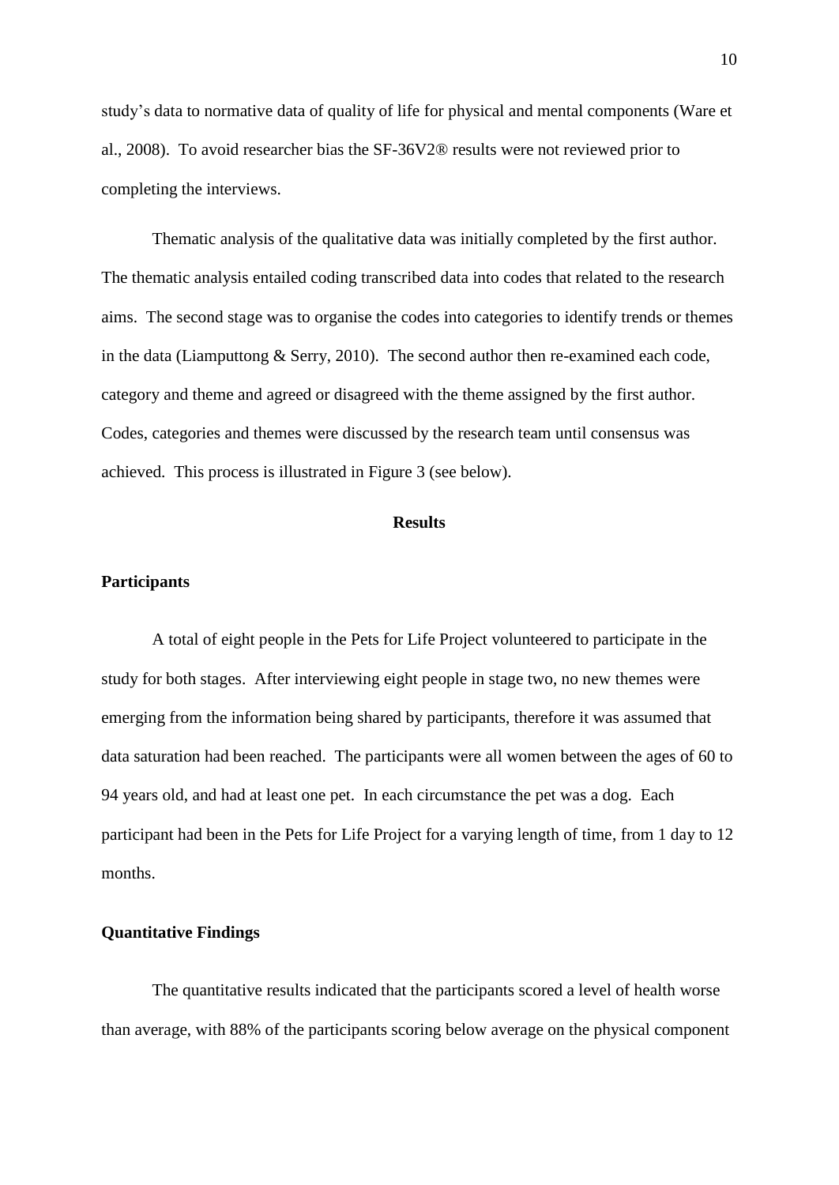study's data to normative data of quality of life for physical and mental components (Ware et al., 2008). To avoid researcher bias the SF-36V2® results were not reviewed prior to completing the interviews.

Thematic analysis of the qualitative data was initially completed by the first author. The thematic analysis entailed coding transcribed data into codes that related to the research aims. The second stage was to organise the codes into categories to identify trends or themes in the data (Liamputtong & Serry, 2010). The second author then re-examined each code, category and theme and agreed or disagreed with the theme assigned by the first author. Codes, categories and themes were discussed by the research team until consensus was achieved. This process is illustrated in Figure 3 (see below).

## Results

### Participants

A total of eight people in the Pets for Life Project volunteered to participate in the study for both stages. After interviewing eight people in stage two, no new themes were emerging from the information being shared by participants, therefore it was assumed that data saturation had been reached. The participants were all women between the ages of 60 to 94 years old, and had at least one pet. In each circumstance the pet was a dog. Each participant had been in the Pets for Life Project for a varying length of time, from 1 day to 12 months.

### Quantitative Findings

The quantitative results indicated that the participants scored a level of health worse than average, with 88% of the participants scoring below average on the physical component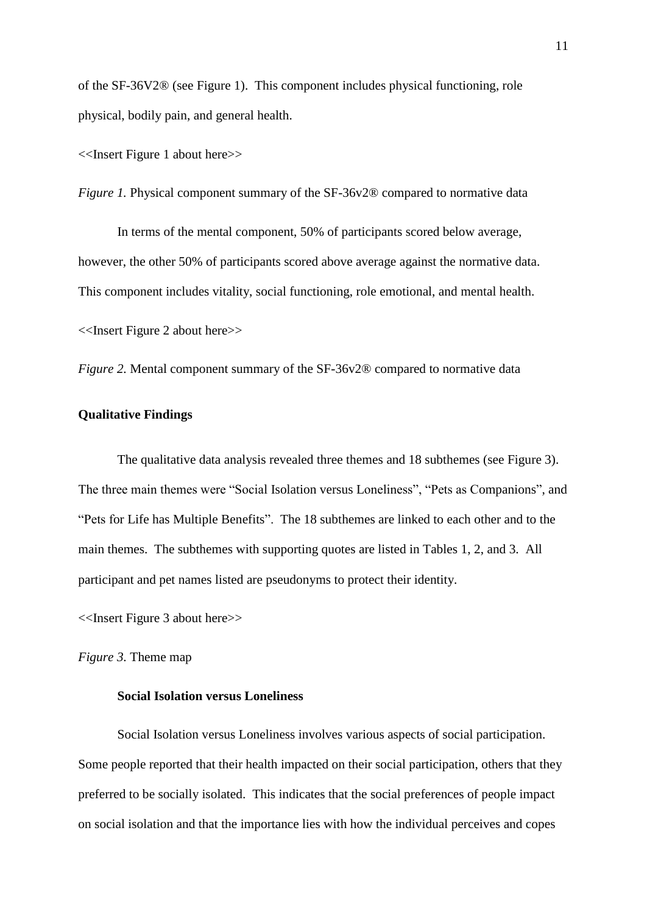of the SF-36V2® (see Figure 1). This component includes physical functioning, role physical, bodily pain, and general health.

<<Insert Figure 1 about here>>

*Figure 1.* Physical component summary of the SF-36v2® compared to normative data

In terms of the mental component, 50% of participants scored below average, however, the other 50% of participants scored above average against the normative data. This component includes vitality, social functioning, role emotional, and mental health.

<<Insert Figure 2 about here>>

*Figure 2.* Mental component summary of the SF-36v2® compared to normative data

## Qualitative Findings

The qualitative data analysis revealed three themes and 18 subthemes (see Figure 3). The three main themes were "Social Isolation versus Loneliness", "Pets as Companions", and "Pets for Life has Multiple Benefits". The 18 subthemes are linked to each other and to the main themes. The subthemes with supporting quotes are listed in Tables 1, 2, and 3. All participant and pet names listed are pseudonyms to protect their identity.

<<Insert Figure 3 about here>>

*Figure 3.* Theme map

### Social Isolation versus Loneliness

Social Isolation versus Loneliness involves various aspects of social participation. Some people reported that their health impacted on their social participation, others that they preferred to be socially isolated. This indicates that the social preferences of people impact on social isolation and that the importance lies with how the individual perceives and copes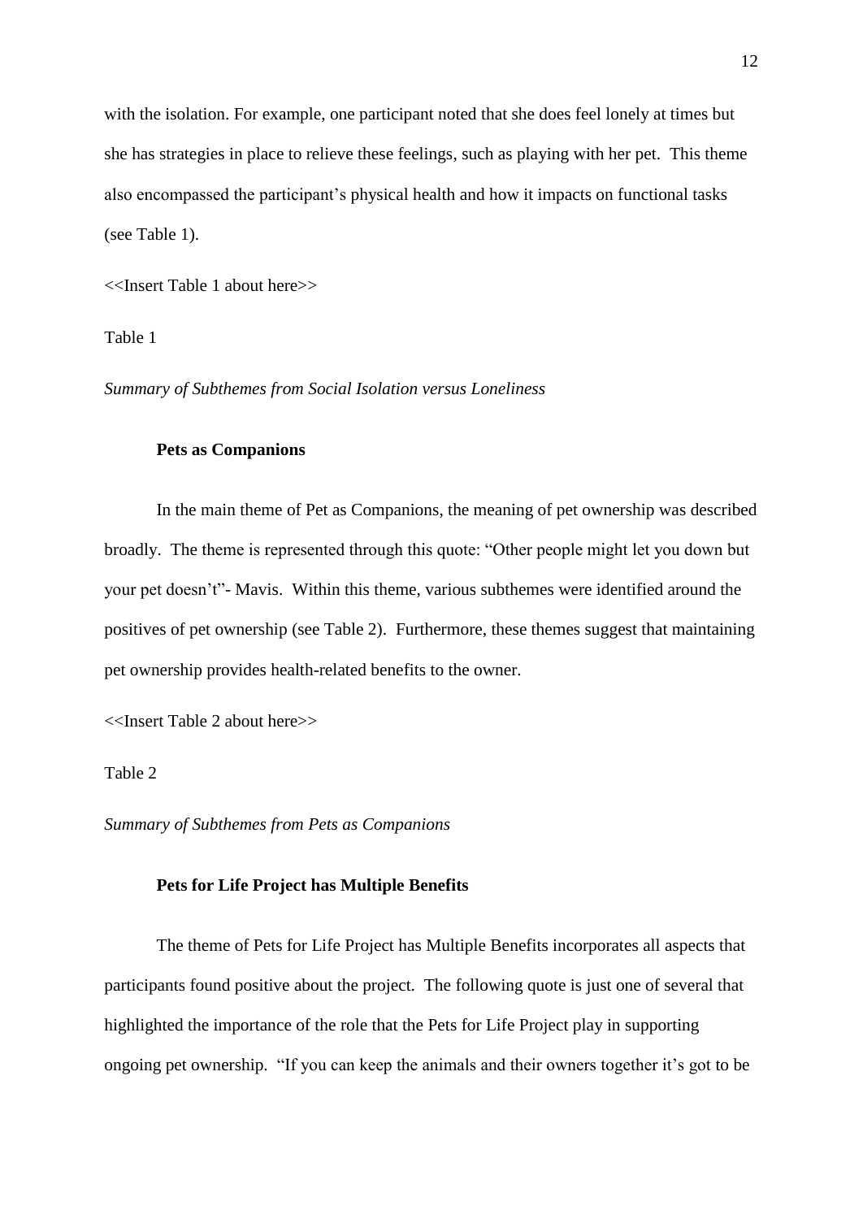with the isolation. For example, one participant noted that she does feel lonely at times but she has strategies in place to relieve these feelings, such as playing with her pet. This theme also encompassed the participant's physical health and how it impacts on functional tasks (see Table 1).

<<Insert Table 1 about here>>

Table 1

*Summary of Subthemes from Social Isolation versus Loneliness*

### Pets as Companions

In the main theme of Pet as Companions, the meaning of pet ownership was described broadly. The theme is represented through this quote: "Other people might let you down but your pet doesn't"- Mavis. Within this theme, various subthemes were identified around the positives of pet ownership (see Table 2). Furthermore, these themes suggest that maintaining pet ownership provides health-related benefits to the owner.

<<Insert Table 2 about here>>

Table 2

*Summary of Subthemes from Pets as Companions*

### Pets for Life Project has Multiple Benefits

The theme of Pets for Life Project has Multiple Benefits incorporates all aspects that participants found positive about the project. The following quote is just one of several that highlighted the importance of the role that the Pets for Life Project play in supporting ongoing pet ownership. "If you can keep the animals and their owners together it's got to be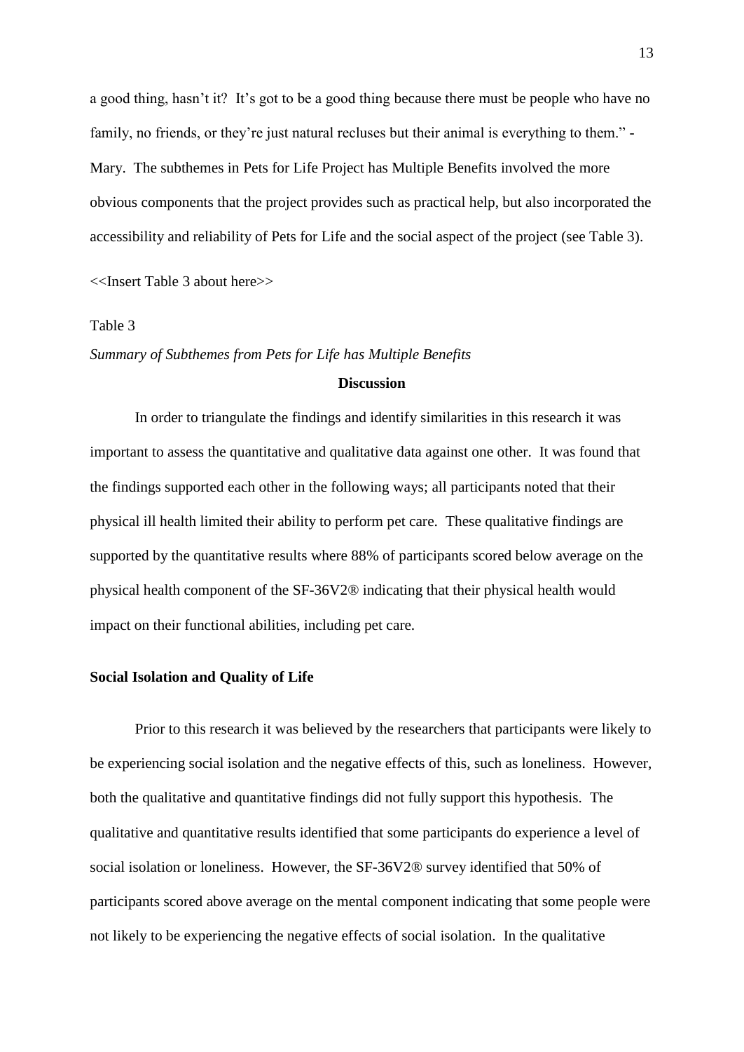a good thing, hasn't it? It's got to be a good thing because there must be people who have no family, no friends, or they're just natural recluses but their animal is everything to them." - Mary. The subthemes in Pets for Life Project has Multiple Benefits involved the more obvious components that the project provides such as practical help, but also incorporated the accessibility and reliability of Pets for Life and the social aspect of the project (see Table 3).

<<Insert Table 3 about here>>

Table 3

*Summary of Subthemes from Pets for Life has Multiple Benefits*

## Discussion

In order to triangulate the findings and identify similarities in this research it was important to assess the quantitative and qualitative data against one other. It was found that the findings supported each other in the following ways; all participants noted that their physical ill health limited their ability to perform pet care. These qualitative findings are supported by the quantitative results where 88% of participants scored below average on the physical health component of the SF-36V2® indicating that their physical health would impact on their functional abilities, including pet care.

### Social Isolation and Quality of Life

Prior to this research it was believed by the researchers that participants were likely to be experiencing social isolation and the negative effects of this, such as loneliness. However, both the qualitative and quantitative findings did not fully support this hypothesis. The qualitative and quantitative results identified that some participants do experience a level of social isolation or loneliness. However, the SF-36V2® survey identified that 50% of participants scored above average on the mental component indicating that some people were not likely to be experiencing the negative effects of social isolation. In the qualitative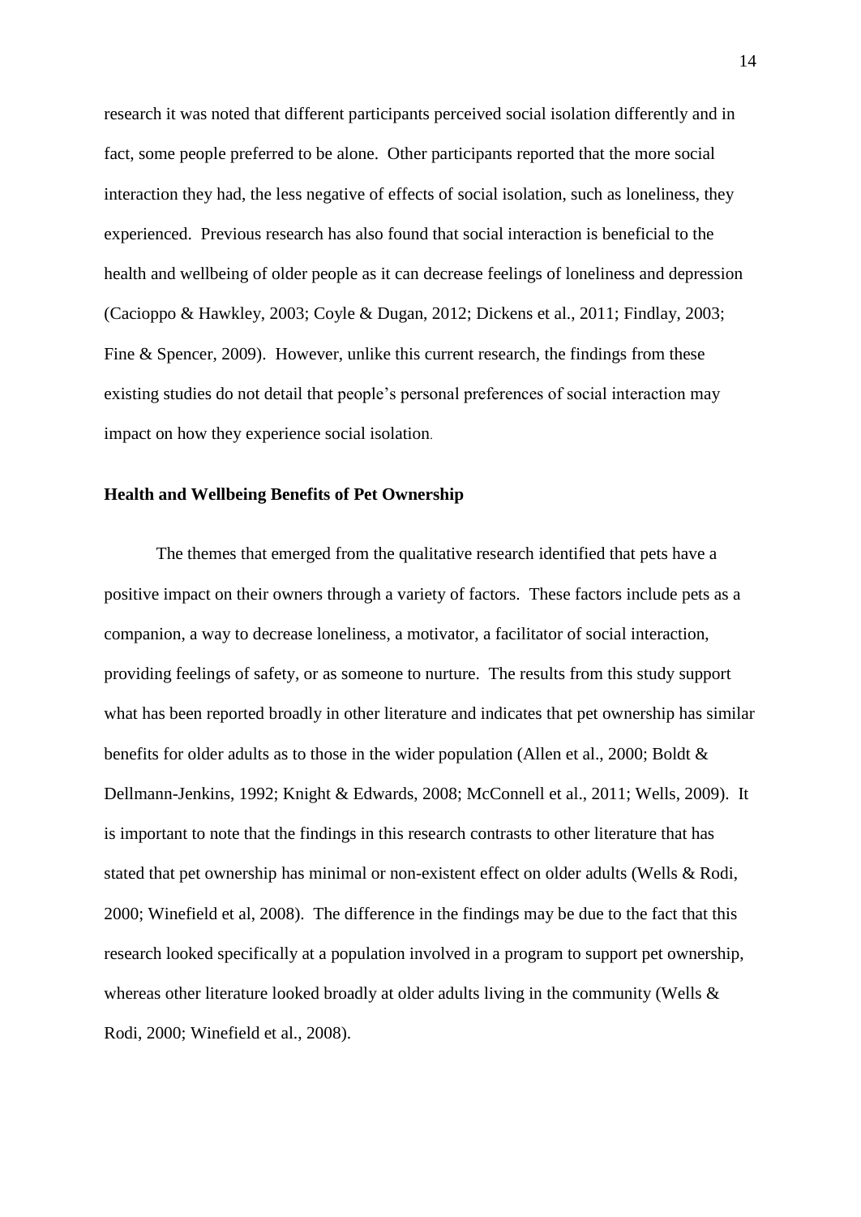research it was noted that different participants perceived social isolation differently and in fact, some people preferred to be alone. Other participants reported that the more social interaction they had, the less negative of effects of social isolation, such as loneliness, they experienced. Previous research has also found that social interaction is beneficial to the health and wellbeing of older people as it can decrease feelings of loneliness and depression (Cacioppo & Hawkley, 2003; Coyle & Dugan, 2012; Dickens et al., 2011; Findlay, 2003; Fine & Spencer, 2009). However, unlike this current research, the findings from these existing studies do not detail that people's personal preferences of social interaction may impact on how they experience social isolation.

**Health and Wellbeing Benefits of Pet Ownership**

The themes that emerged from the qualitative research identified that pets have a positive impact on their owners through a variety of factors. These factors include pets as a companion, a way to decrease loneliness, a motivator, a facilitator of social interaction, providing feelings of safety, or as someone to nurture. The results from this study support what has been reported broadly in other literature and indicates that pet ownership has similar benefits for older adults as to those in the wider population (Allen et al., 2000; Boldt & Dellmann-Jenkins, 1992; Knight & Edwards, 2008; McConnell et al., 2011; Wells, 2009). It is important to note that the findings in this research contrasts to other literature that has stated that pet ownership has minimal or non-existent effect on older adults (Wells & Rodi, 2000; Winefield et al, 2008). The difference in the findings may be due to the fact that this research looked specifically at a population involved in a program to support pet ownership, whereas other literature looked broadly at older adults living in the community (Wells & Rodi, 2000; Winefield et al., 2008).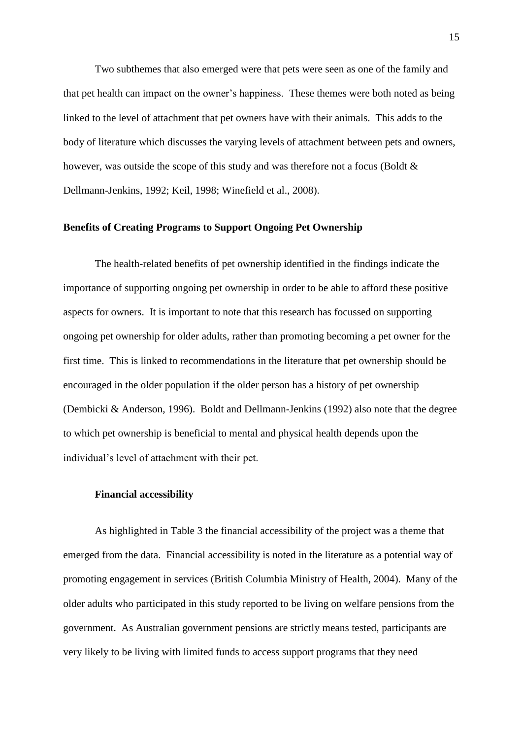Two subthemes that also emerged were that pets were seen as one of the family and that pet health can impact on the owner's happiness. These themes were both noted as being linked to the level of attachment that pet owners have with their animals. This adds to the body of literature which discusses the varying levels of attachment between pets and owners, however, was outside the scope of this study and was therefore not a focus (Boldt & Dellmann-Jenkins, 1992; Keil, 1998; Winefield et al., 2008).

## Benefits of Creating Programs to Support Ongoing Pet Ownership

The health-related benefits of pet ownership identified in the findings indicate the importance of supporting ongoing pet ownership in order to be able to afford these positive aspects for owners. It is important to note that this research has focussed on supporting ongoing pet ownership for older adults, rather than promoting becoming a pet owner for the first time. This is linked to recommendations in the literature that pet ownership should be encouraged in the older population if the older person has a history of pet ownership (Dembicki & Anderson, 1996). Boldt and Dellmann-Jenkins (1992) also note that the degree to which pet ownership is beneficial to mental and physical health depends upon the individual's level of attachment with their pet.

### Financial accessibility

As highlighted in Table 3 the financial accessibility of the project was a theme that emerged from the data. Financial accessibility is noted in the literature as a potential way of promoting engagement in services (British Columbia Ministry of Health, 2004). Many of the older adults who participated in this study reported to be living on welfare pensions from the government. As Australian government pensions are strictly means tested, participants are very likely to be living with limited funds to access support programs that they need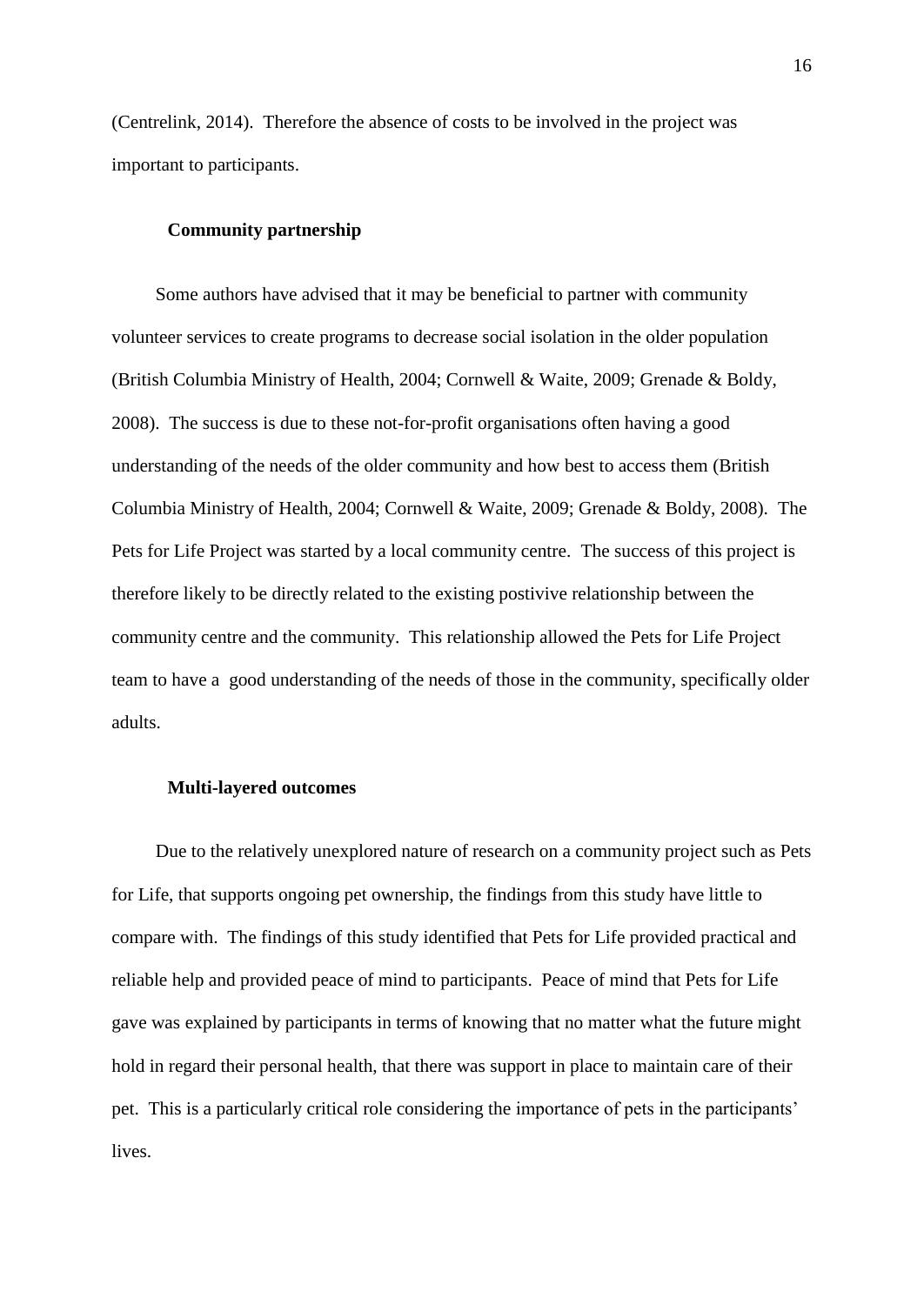(Centrelink, 2014). Therefore the absence of costs to be involved in the project was important to participants.

### Community partnership

Some authors have advised that it may be beneficial to partner with community volunteer services to create programs to decrease social isolation in the older population (British Columbia Ministry of Health, 2004; Cornwell & Waite, 2009; Grenade & Boldy, 2008). The success is due to these not-for-profit organisations often having a good understanding of the needs of the older community and how best to access them (British Columbia Ministry of Health, 2004; Cornwell & Waite, 2009; Grenade & Boldy, 2008). The Pets for Life Project was started by a local community centre. The success of this project is therefore likely to be directly related to the existing postivive relationship between the community centre and the community. This relationship allowed the Pets for Life Project team to have a good understanding of the needs of those in the community, specifically older adults.

### Multi-layered outcomes

Due to the relatively unexplored nature of research on a community project such as Pets for Life, that supports ongoing pet ownership, the findings from this study have little to compare with. The findings of this study identified that Pets for Life provided practical and reliable help and provided peace of mind to participants. Peace of mind that Pets for Life gave was explained by participants in terms of knowing that no matter what the future might hold in regard their personal health, that there was support in place to maintain care of their pet. This is a particularly critical role considering the importance of pets in the participants' lives.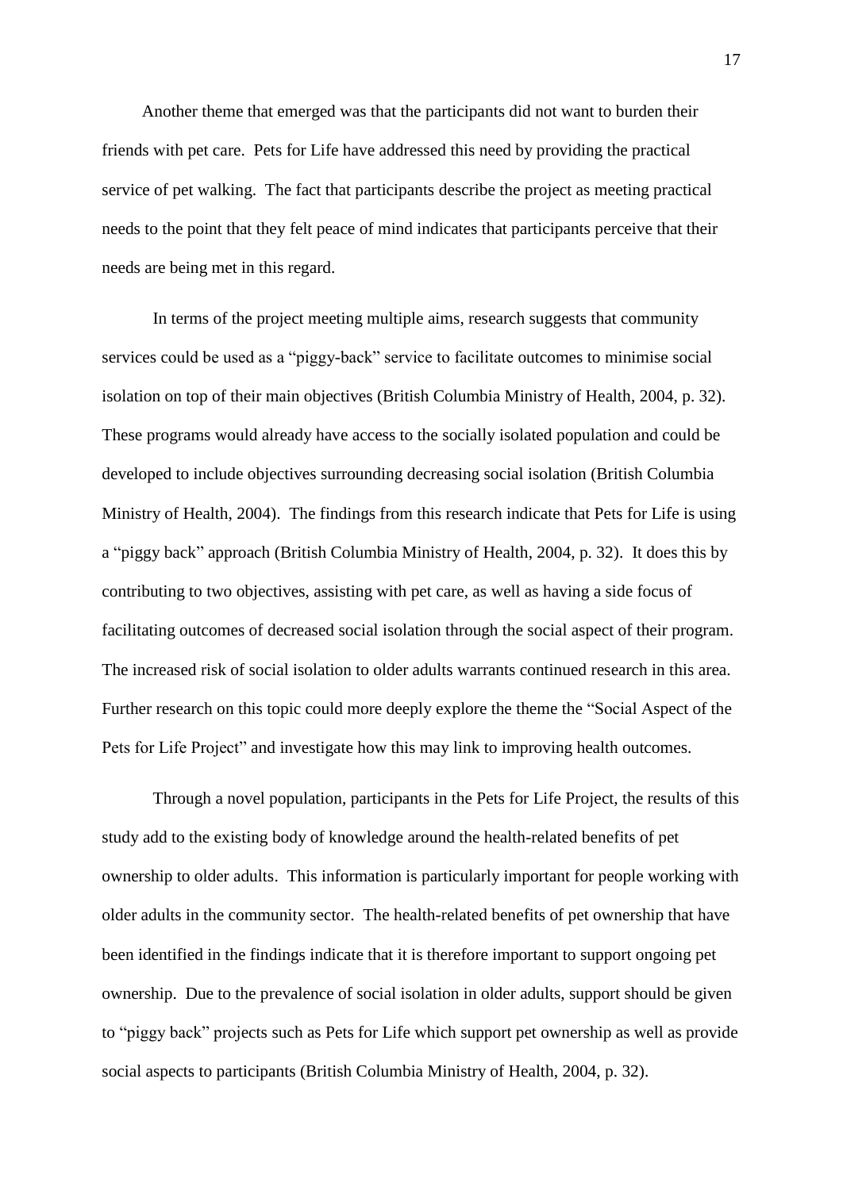Another theme that emerged was that the participants did not want to burden their friends with pet care. Pets for Life have addressed this need by providing the practical service of pet walking. The fact that participants describe the project as meeting practical needs to the point that they felt peace of mind indicates that participants perceive that their needs are being met in this regard.

In terms of the project meeting multiple aims, research suggests that community services could be used as a "piggy-back" service to facilitate outcomes to minimise social isolation on top of their main objectives (British Columbia Ministry of Health, 2004, p. 32). These programs would already have access to the socially isolated population and could be developed to include objectives surrounding decreasing social isolation (British Columbia Ministry of Health, 2004). The findings from this research indicate that Pets for Life is using a "piggy back" approach (British Columbia Ministry of Health, 2004, p. 32). It does this by contributing to two objectives, assisting with pet care, as well as having a side focus of facilitating outcomes of decreased social isolation through the social aspect of their program. The increased risk of social isolation to older adults warrants continued research in this area. Further research on this topic could more deeply explore the theme the "Social Aspect of the Pets for Life Project" and investigate how this may link to improving health outcomes.

Through a novel population, participants in the Pets for Life Project, the results of this study add to the existing body of knowledge around the health-related benefits of pet ownership to older adults. This information is particularly important for people working with older adults in the community sector. The health-related benefits of pet ownership that have been identified in the findings indicate that it is therefore important to support ongoing pet ownership. Due to the prevalence of social isolation in older adults, support should be given to "piggy back" projects such as Pets for Life which support pet ownership as well as provide social aspects to participants (British Columbia Ministry of Health, 2004, p. 32).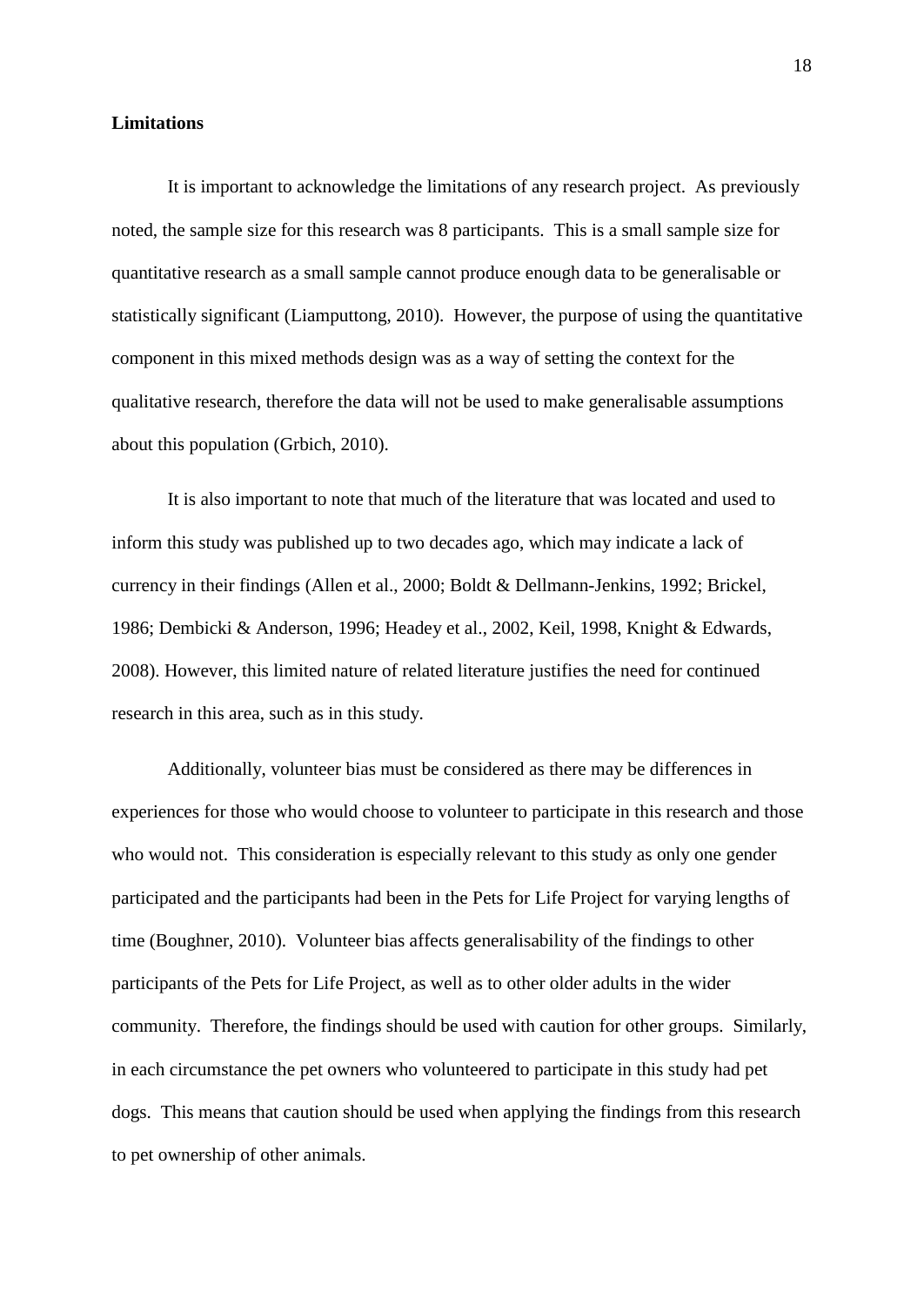**Limitations**

It is important to acknowledge the limitations of any research project. As previously noted, the sample size for this research was 8 participants. This is a small sample size for quantitative research as a small sample cannot produce enough data to be generalisable or statistically significant (Liamputtong, 2010). However, the purpose of using the quantitative component in this mixed methods design was as a way of setting the context for the qualitative research, therefore the data will not be used to make generalisable assumptions about this population (Grbich, 2010).

It is also important to note that much of the literature that was located and used to inform this study was published up to two decades ago, which may indicate a lack of currency in their findings (Allen et al., 2000; Boldt & Dellmann-Jenkins, 1992; Brickel, 1986; Dembicki & Anderson, 1996; Headey et al., 2002, Keil, 1998, Knight & Edwards, 2008). However, this limited nature of related literature justifies the need for continued research in this area, such as in this study.

Additionally, volunteer bias must be considered as there may be differences in experiences for those who would choose to volunteer to participate in this research and those who would not. This consideration is especially relevant to this study as only one gender participated and the participants had been in the Pets for Life Project for varying lengths of time (Boughner, 2010). Volunteer bias affects generalisability of the findings to other participants of the Pets for Life Project, as well as to other older adults in the wider community. Therefore, the findings should be used with caution for other groups. Similarly, in each circumstance the pet owners who volunteered to participate in this study had pet dogs. This means that caution should be used when applying the findings from this research to pet ownership of other animals.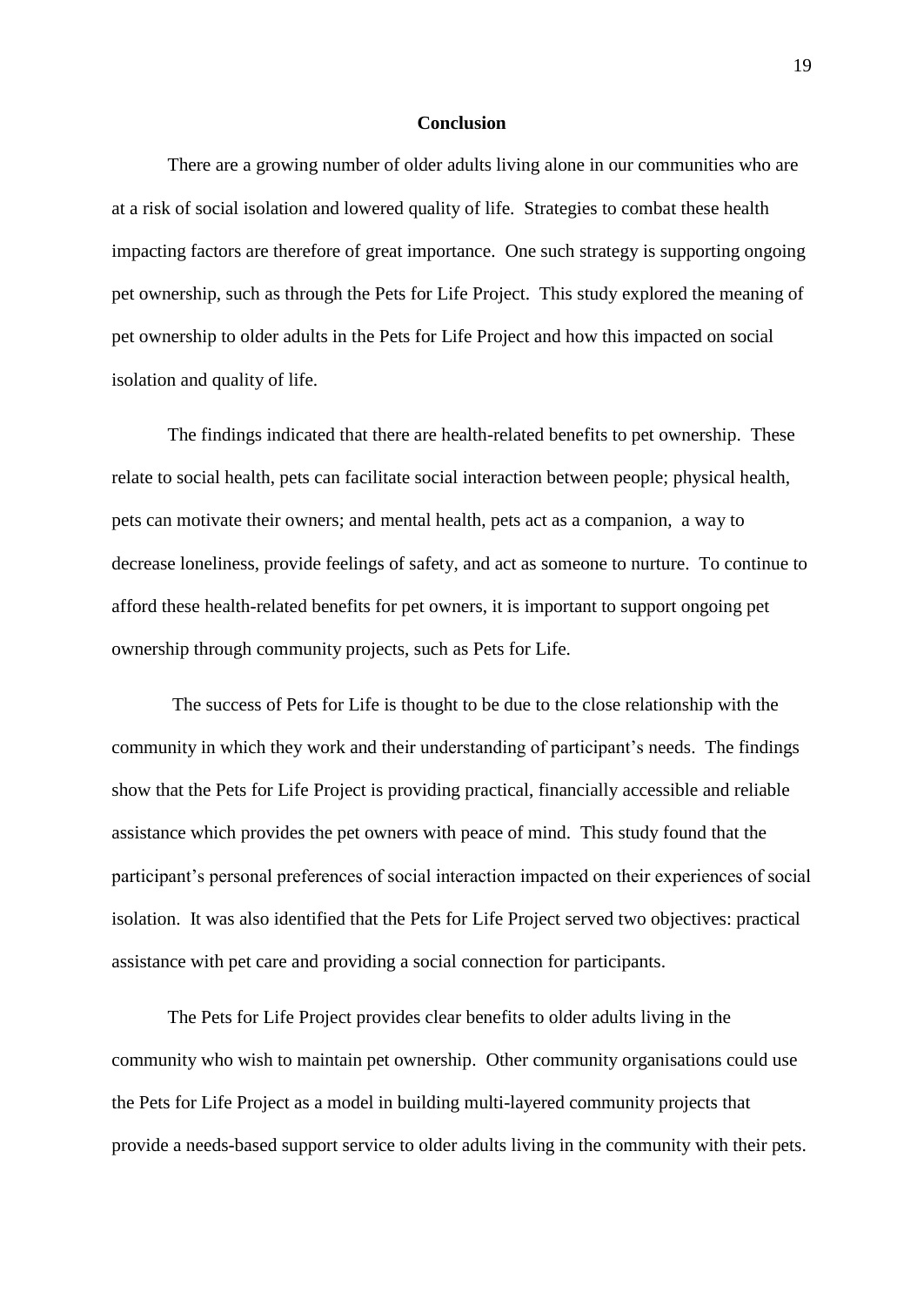## Conclusion

There are a growing number of older adults living alone in our communities who are at a risk of social isolation and lowered quality of life. Strategies to combat these health impacting factors are therefore of great importance. One such strategy is supporting ongoing pet ownership, such as through the Pets for Life Project. This study explored the meaning of pet ownership to older adults in the Pets for Life Project and how this impacted on social isolation and quality of life.

The findings indicated that there are health-related benefits to pet ownership. These relate to social health, pets can facilitate social interaction between people; physical health, pets can motivate their owners; and mental health, pets act as a companion, a way to decrease loneliness, provide feelings of safety, and act as someone to nurture. To continue to afford these health-related benefits for pet owners, it is important to support ongoing pet ownership through community projects, such as Pets for Life.

The success of Pets for Life is thought to be due to the close relationship with the community in which they work and their understanding of participant's needs. The findings show that the Pets for Life Project is providing practical, financially accessible and reliable assistance which provides the pet owners with peace of mind. This study found that the participant's personal preferences of social interaction impacted on their experiences of social isolation. It was also identified that the Pets for Life Project served two objectives: practical assistance with pet care and providing a social connection for participants.

The Pets for Life Project provides clear benefits to older adults living in the community who wish to maintain pet ownership. Other community organisations could use the Pets for Life Project as a model in building multi-layered community projects that provide a needs-based support service to older adults living in the community with their pets.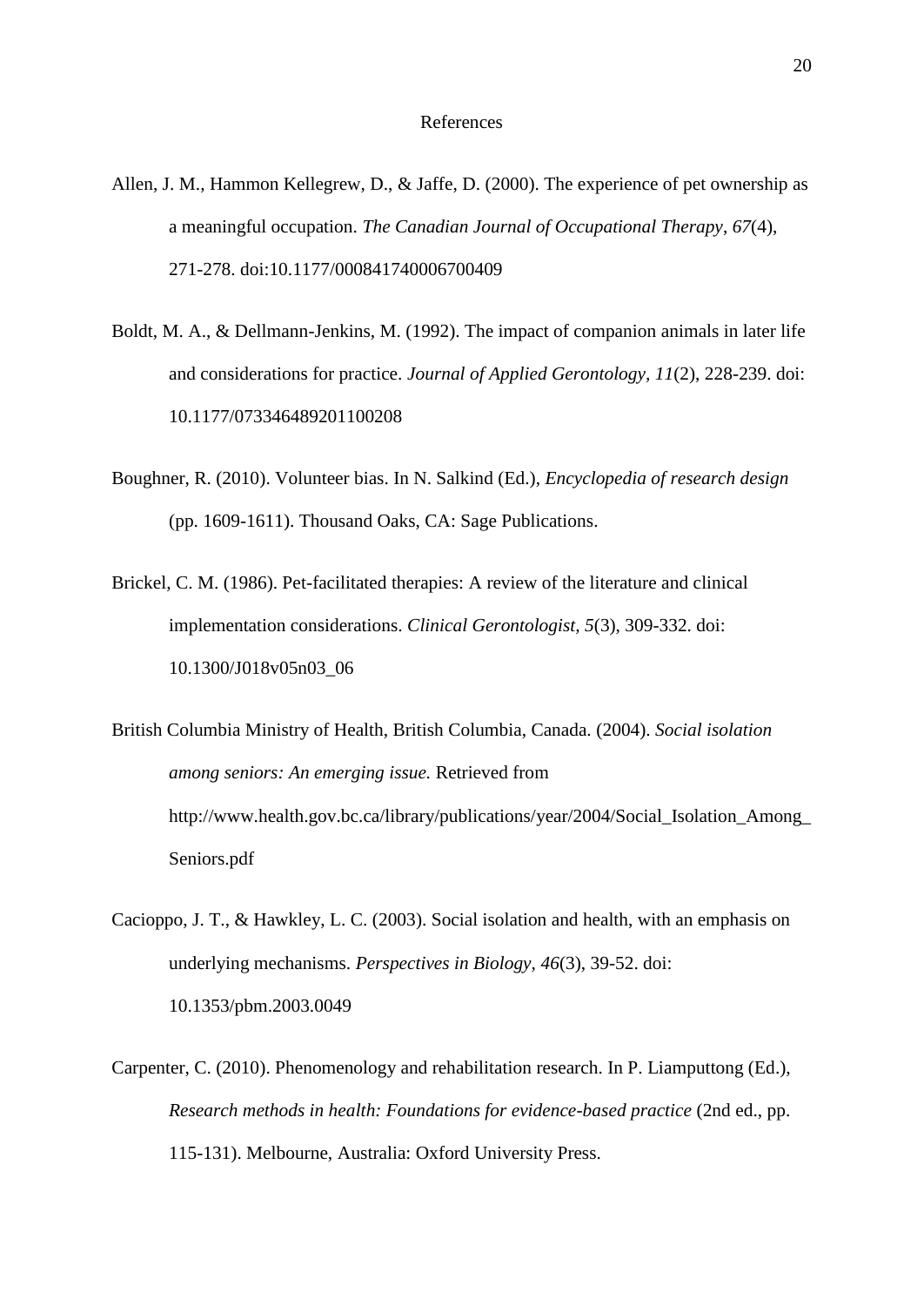# References

Allen, J. M., Hammon Kellegrew, D., & Jaffe, D. (2000). The experience of pet ownership as a meaningful occupation. *The Canadian Journal of Occupational Therapy*, *67*(4), 271-278. doi:10.1177/000841740006700409

Boldt, M. A., & Dellmann-Jenkins, M. (1992). The impact of companion animals in later life and considerations for practice. *Journal of Applied Gerontology, 11*(2), 228-239. doi: 10.1177/073346489201100208

Boughner, R. (2010). Volunteer bias. In N. Salkind (Ed.), *Encyclopedia of research design* (pp. 1609-1611). Thousand Oaks, CA: Sage Publications.

Brickel, C. M. (1986). Pet-facilitated therapies: A review of the literature and clinical implementation considerations. *Clinical Gerontologist, 5*(3), 309-332. doi: 10.1300/J018v05n03_06

British Columbia Ministry of Health, British Columbia, Canada. (2004). *Social isolation among seniors: An emerging issue.* Retrieved from http://www.health.gov.bc.ca/library/publications/year/2004/Social_Isolation_Among_Seniors.pdf

Cacioppo, J. T., & Hawkley, L. C. (2003). Social isolation and health, with an emphasis on underlying mechanisms. *Perspectives in Biology, 46*(3), 39-52. doi: 10.1353/pbm.2003.0049

Carpenter, C. (2010). Phenomenology and rehabilitation research. In P. Liamputtong (Ed.), *Research methods in health: Foundations for evidence-based practice* (2nd ed., pp. 115-131). Melbourne, Australia: Oxford University Press.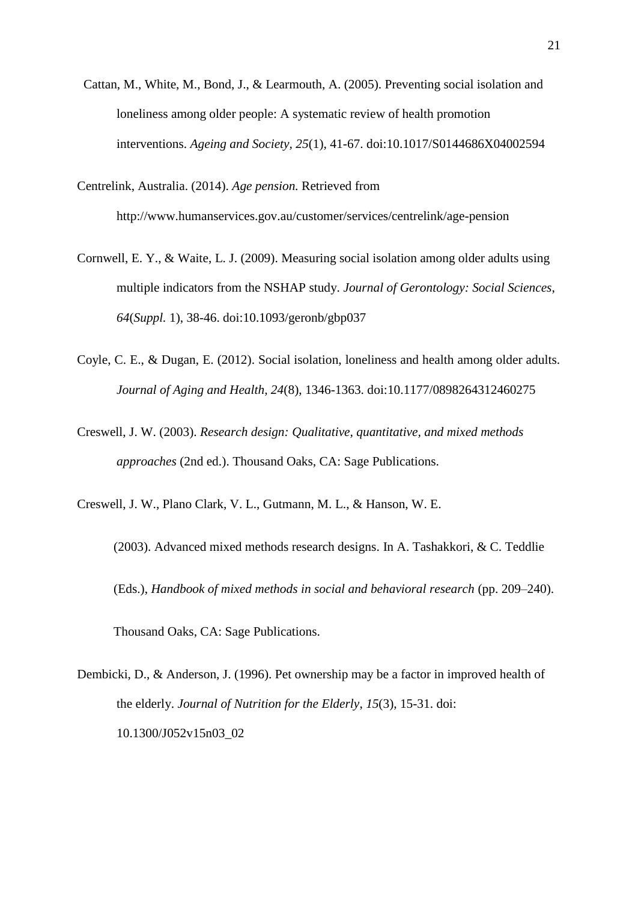Cattan, M., White, M., Bond, J., & Learmouth, A. (2005). Preventing social isolation and loneliness among older people: A systematic review of health promotion interventions. *Ageing and Society, 25*(1), 41-67. doi:10.1017/S0144686X04002594

Centrelink, Australia. (2014). *Age pension.* Retrieved from http://www.humanservices.gov.au/customer/services/centrelink/age-pension

Cornwell, E. Y., & Waite, L. J. (2009). Measuring social isolation among older adults using multiple indicators from the NSHAP study. *Journal of Gerontology: Social Sciences*, *64*(*Suppl.* 1), 38-46. doi:10.1093/geronb/gbp037

Coyle, C. E., & Dugan, E. (2012). Social isolation, loneliness and health among older adults. *Journal of Aging and Health, 24*(8), 1346-1363. doi:10.1177/0898264312460275

Creswell, J. W. (2003). *Research design: Qualitative, quantitative, and mixed methods approaches* (2nd ed.). Thousand Oaks, CA: Sage Publications.

Creswell, J. W., Plano Clark, V. L., Gutmann, M. L., & Hanson, W. E. (2003). Advanced mixed methods research designs. In A. Tashakkori, & C. Teddlie (Eds.), *Handbook of mixed methods in social and behavioral research* (pp. 209–240). Thousand Oaks, CA: Sage Publications.

Dembicki, D., & Anderson, J. (1996). Pet ownership may be a factor in improved health of the elderly. *Journal of Nutrition for the Elderly, 15*(3), 15-31. doi: 10.1300/J052v15n03_02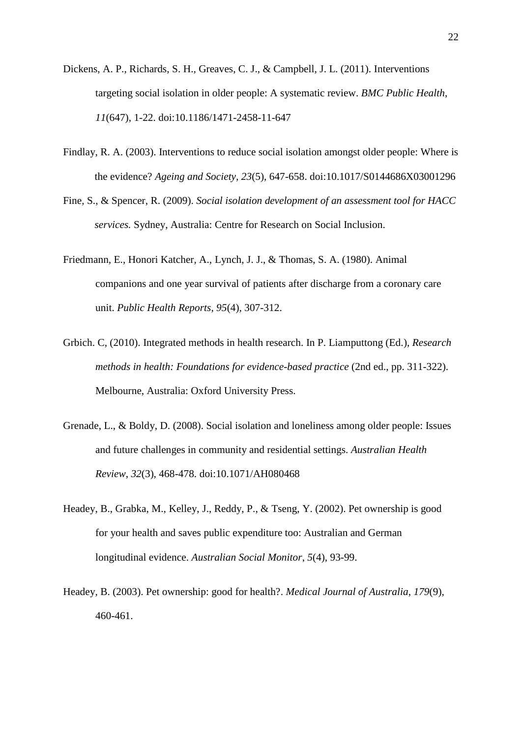Dickens, A. P., Richards, S. H., Greaves, C. J., & Campbell, J. L. (2011). Interventions targeting social isolation in older people: A systematic review. *BMC Public Health*, *11*(647), 1-22. doi:10.1186/1471-2458-11-647

Findlay, R. A. (2003). Interventions to reduce social isolation amongst older people: Where is the evidence? *Ageing and Society, 23*(5), 647-658. doi:10.1017/S0144686X03001296

Fine, S., & Spencer, R. (2009). *Social isolation development of an assessment tool for HACC services.* Sydney, Australia: Centre for Research on Social Inclusion.

Friedmann, E., Honori Katcher, A., Lynch, J. J., & Thomas, S. A. (1980). Animal companions and one year survival of patients after discharge from a coronary care unit. *Public Health Reports, 95*(4), 307-312.

Grbich. C, (2010). Integrated methods in health research. In P. Liamputtong (Ed.), *Research methods in health: Foundations for evidence-based practice* (2nd ed., pp. 311-322). Melbourne, Australia: Oxford University Press.

Grenade, L., & Boldy, D. (2008). Social isolation and loneliness among older people: Issues and future challenges in community and residential settings. *Australian Health Review*, *32*(3), 468-478. doi:10.1071/AH080468

Headey, B., Grabka, M., Kelley, J., Reddy, P., & Tseng, Y. (2002). Pet ownership is good for your health and saves public expenditure too: Australian and German longitudinal evidence. *Australian Social Monitor*, *5*(4), 93-99.

Headey, B. (2003). Pet ownership: good for health?. *Medical Journal of Australia*, *179*(9), 460-461.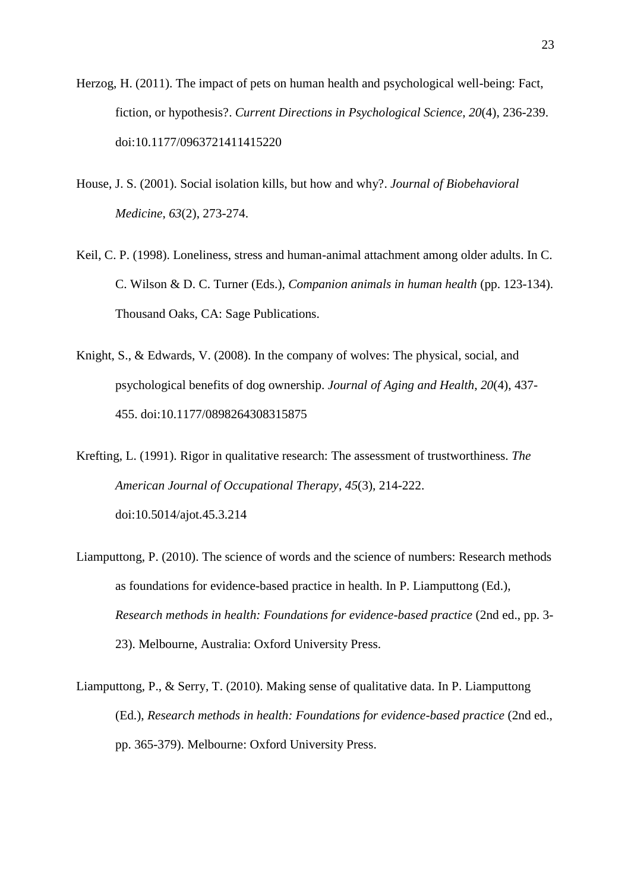Herzog, H. (2011). The impact of pets on human health and psychological well-being: Fact, fiction, or hypothesis?. *Current Directions in Psychological Science*, *20*(4), 236-239. doi:10.1177/0963721411415220

House, J. S. (2001). Social isolation kills, but how and why?. *Journal of Biobehavioral Medicine*, *63*(2), 273-274.

Keil, C. P. (1998). Loneliness, stress and human-animal attachment among older adults. In C. C. Wilson & D. C. Turner (Eds.), *Companion animals in human health* (pp. 123-134). Thousand Oaks, CA: Sage Publications.

Knight, S., & Edwards, V. (2008). In the company of wolves: The physical, social, and psychological benefits of dog ownership. *Journal of Aging and Health*, *20*(4), 437-455. doi:10.1177/0898264308315875

Krefting, L. (1991). Rigor in qualitative research: The assessment of trustworthiness. *The American Journal of Occupational Therapy*, *45*(3), 214-222. doi:10.5014/ajot.45.3.214

Liamputtong, P. (2010). The science of words and the science of numbers: Research methods as foundations for evidence-based practice in health. In P. Liamputtong (Ed.), *Research methods in health: Foundations for evidence-based practice* (2nd ed., pp. 3-23). Melbourne, Australia: Oxford University Press.

Liamputtong, P., & Serry, T. (2010). Making sense of qualitative data. In P. Liamputtong (Ed.), *Research methods in health: Foundations for evidence-based practice* (2nd ed., pp. 365-379). Melbourne: Oxford University Press.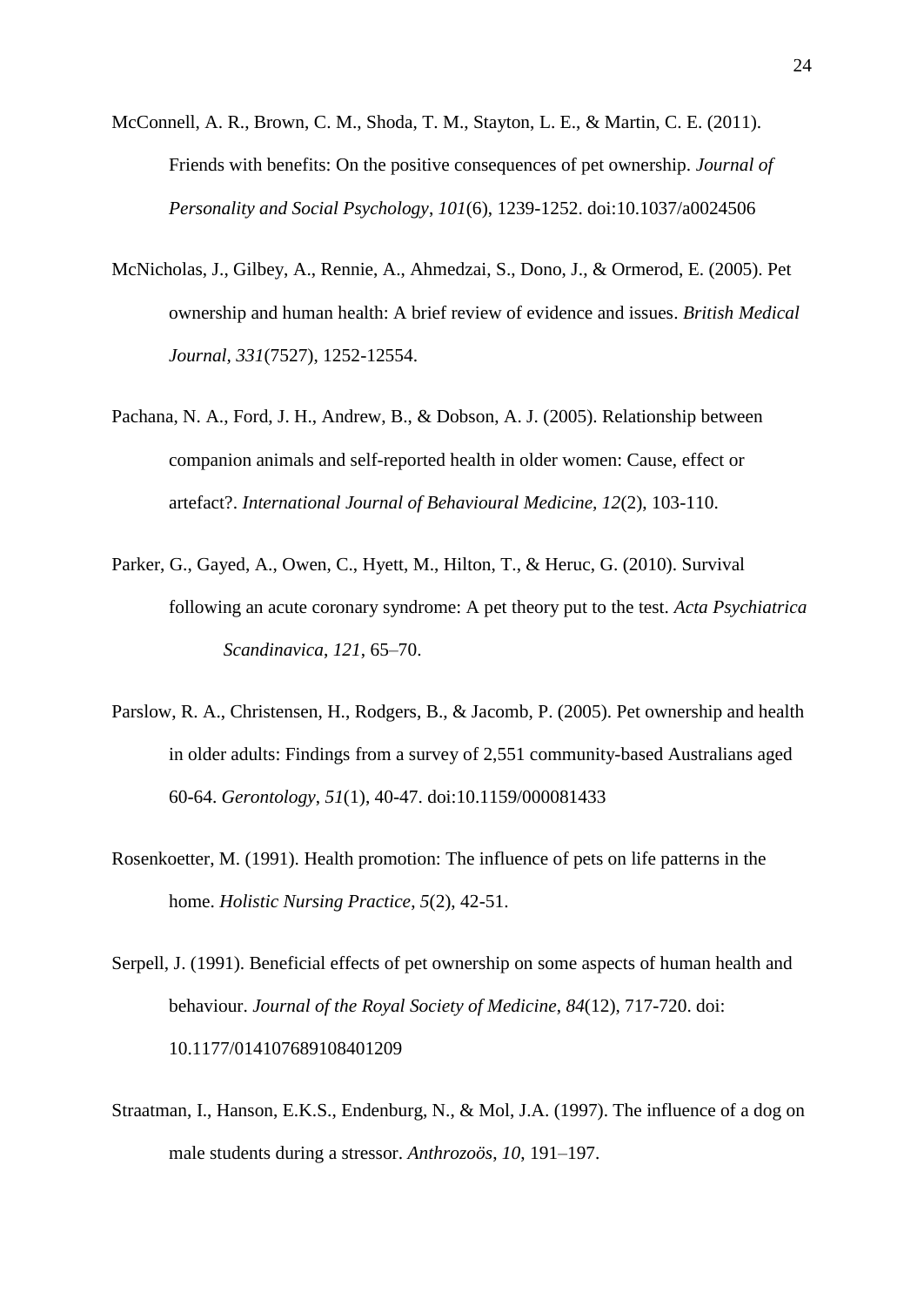McConnell, A. R., Brown, C. M., Shoda, T. M., Stayton, L. E., & Martin, C. E. (2011). Friends with benefits: On the positive consequences of pet ownership. *Journal of Personality and Social Psychology*, *101*(6), 1239-1252. doi:10.1037/a0024506

McNicholas, J., Gilbey, A., Rennie, A., Ahmedzai, S., Dono, J., & Ormerod, E. (2005). Pet ownership and human health: A brief review of evidence and issues. *British Medical Journal*, *331*(7527), 1252-12554.

Pachana, N. A., Ford, J. H., Andrew, B., & Dobson, A. J. (2005). Relationship between companion animals and self-reported health in older women: Cause, effect or artefact?. *International Journal of Behavioural Medicine*, *12*(2), 103-110.

Parker, G., Gayed, A., Owen, C., Hyett, M., Hilton, T., & Heruc, G. (2010). Survival following an acute coronary syndrome: A pet theory put to the test. *Acta Psychiatrica Scandinavica*, *121*, 65–70.

Parslow, R. A., Christensen, H., Rodgers, B., & Jacomb, P. (2005). Pet ownership and health in older adults: Findings from a survey of 2,551 community-based Australians aged 60-64. *Gerontology*, *51*(1), 40-47. doi:10.1159/000081433

Rosenkoetter, M. (1991). Health promotion: The influence of pets on life patterns in the home. *Holistic Nursing Practice*, *5*(2), 42-51.

Serpell, J. (1991). Beneficial effects of pet ownership on some aspects of human health and behaviour. *Journal of the Royal Society of Medicine*, *84*(12), 717-720. doi: 10.1177/014107689108401209

Straatman, I., Hanson, E.K.S., Endenburg, N., & Mol, J.A. (1997). The influence of a dog on male students during a stressor. *Anthrozoös*, *10*, 191–197.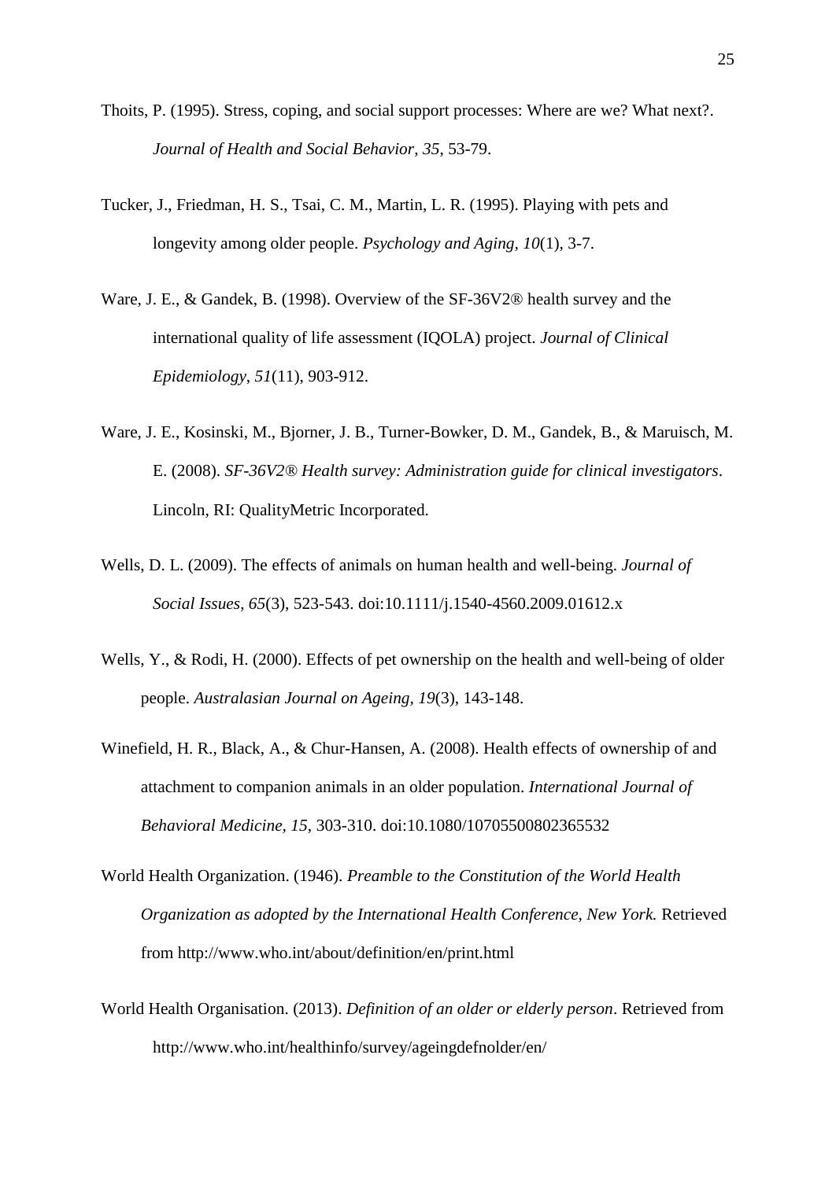Thoits, P. (1995). Stress, coping, and social support processes: Where are we? What next?. *Journal of Health and Social Behavior, 35*, 53-79.

Tucker, J., Friedman, H. S., Tsai, C. M., Martin, L. R. (1995). Playing with pets and longevity among older people. *Psychology and Aging, 10*(1), 3-7.

Ware, J. E., & Gandek, B. (1998). Overview of the SF-36V2® health survey and the international quality of life assessment (IQOLA) project. *Journal of Clinical Epidemiology*, *51*(11), 903-912.

Ware, J. E., Kosinski, M., Bjorner, J. B., Turner-Bowker, D. M., Gandek, B., & Maruisch, M. E. (2008). *SF-36V2® Health survey: Administration guide for clinical investigators*. Lincoln, RI: QualityMetric Incorporated.

Wells, D. L. (2009). The effects of animals on human health and well-being. *Journal of Social Issues, 65*(3), 523-543. doi:10.1111/j.1540-4560.2009.01612.x

Wells, Y., & Rodi, H. (2000). Effects of pet ownership on the health and well-being of older people. *Australasian Journal on Ageing, 19*(3), 143-148.

Winefield, H. R., Black, A., & Chur-Hansen, A. (2008). Health effects of ownership of and attachment to companion animals in an older population. *International Journal of Behavioral Medicine, 15*, 303-310. doi:10.1080/10705500802365532

World Health Organization. (1946). *Preamble to the Constitution of the World Health Organization as adopted by the International Health Conference, New York.* Retrieved from http://www.who.int/about/definition/en/print.html

World Health Organisation. (2013). *Definition of an older or elderly person*. Retrieved from http://www.who.int/healthinfo/survey/ageingdefnolder/en/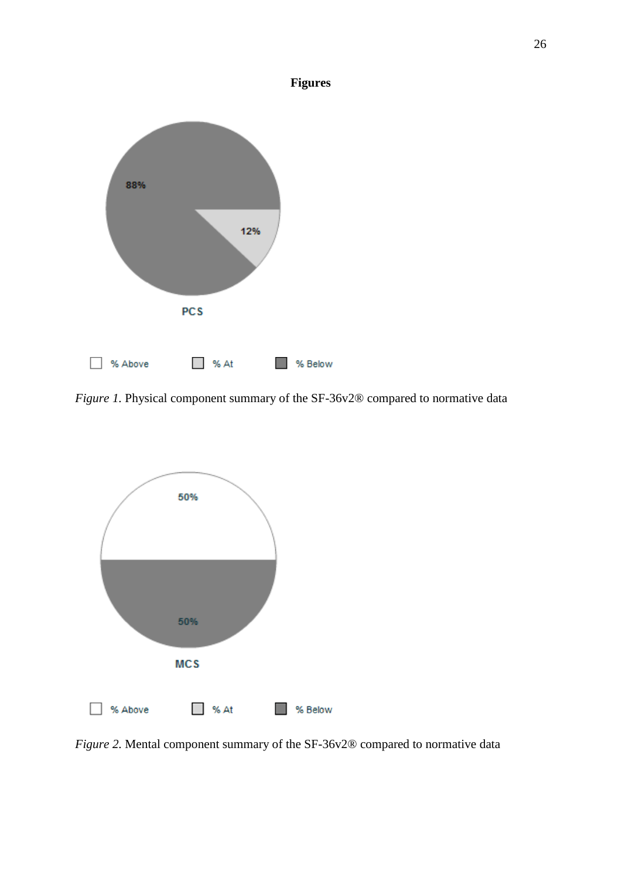# Figures

*Figure 1.* Physical component summary of the SF-36v2® compared to normative data

*Figure 2.* Mental component summary of the SF-36v2® compared to normative data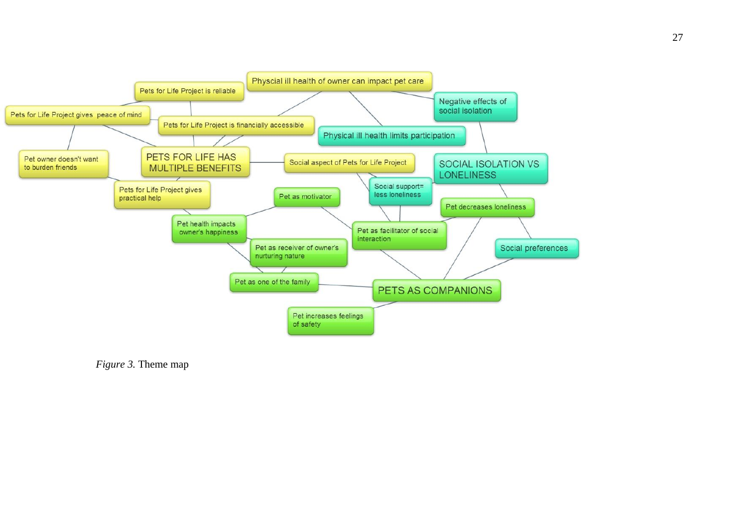Pets for Life Project is reliable

Physcial ill health of owner can impact pet care

Negative effects of social isolation

Pets for Life Project gives peace of mind

Pets for Life Project is financially accessible

Physical ill health limits participation

Pet owner doesn't want to burden friends

PETS FOR LIFE HAS MULTIPLE BENEFITS

Social aspect of Pets for Life Project

SOCIAL ISOLATION VS LONELINESS

Social support= less loneliness

Pets for Life Project gives practical help

Pet as motivator

Pet decreases loneliness

Pet health impacts owner's happiness

Pet as facilitator of social interaction

Social preferences

Pet as receiver of owner's nurturing nature

Pet as one of the family

PETS AS COMPANIONS

Pet increases feelings of safety

*Figure 3.* Theme map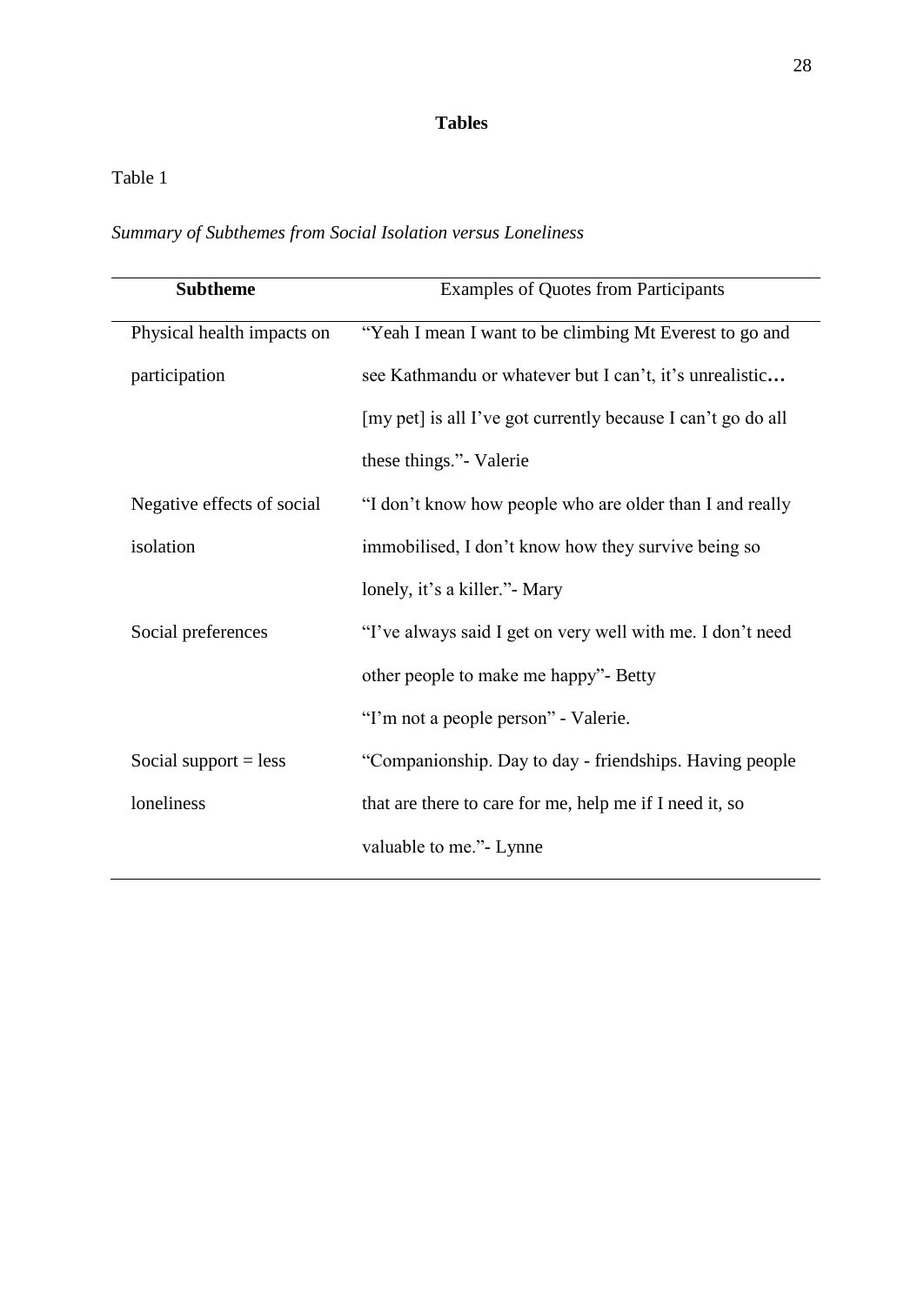# Tables

Table 1

*Summary of Subthemes from Social Isolation versus Loneliness*

| **Subtheme** | Examples of Quotes from Participants |
|---|---|
| Physical health impacts on participation | "Yeah I mean I want to be climbing Mt Everest to go and see Kathmandu or whatever but I can't, it's unrealistic**…** [my pet] is all I've got currently because I can't go do all these things."- Valerie |
| Negative effects of social isolation | "I don't know how people who are older than I and really immobilised, I don't know how they survive being so lonely, it's a killer."- Mary |
| Social preferences | "I've always said I get on very well with me. I don't need other people to make me happy"- Betty<br>"I'm not a people person" - Valerie. |
| Social support = less loneliness | "Companionship. Day to day - friendships. Having people that are there to care for me, help me if I need it, so valuable to me."- Lynne |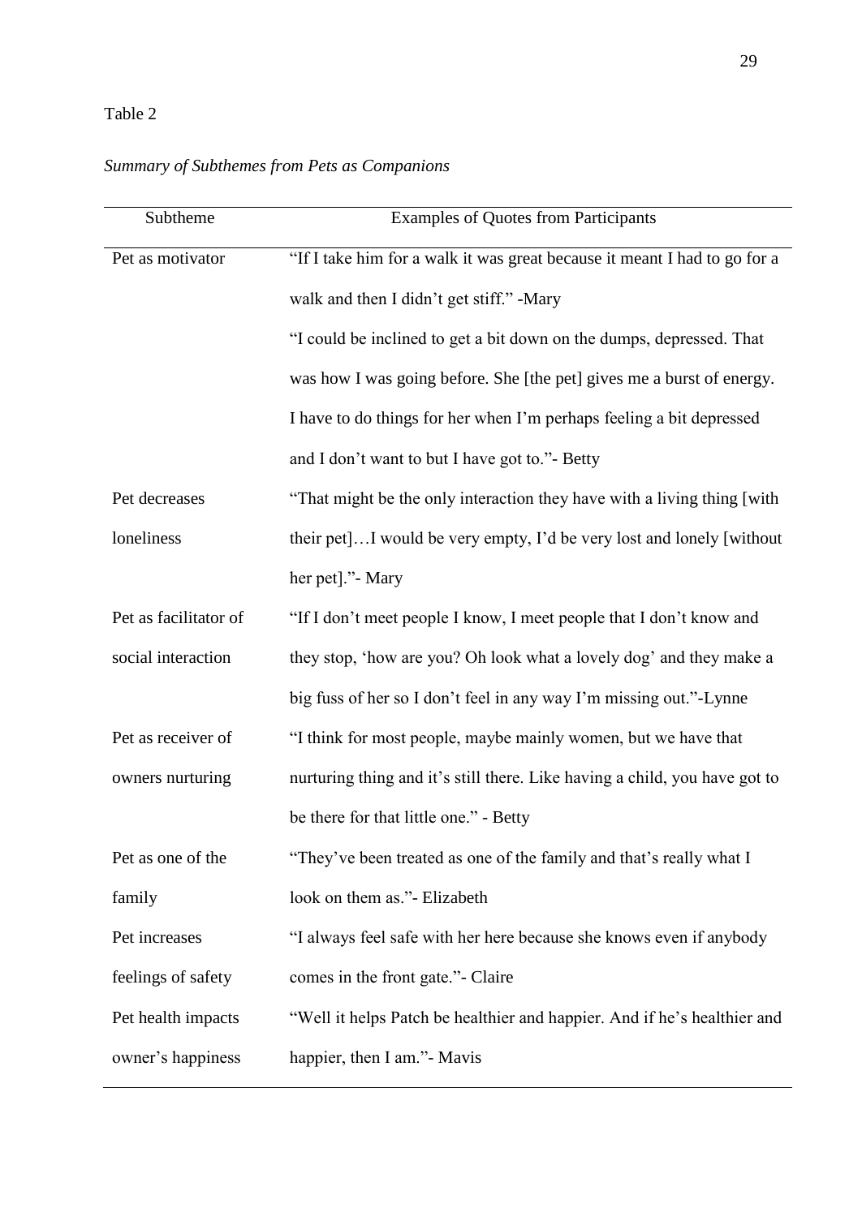Table 2

*Summary of Subthemes from Pets as Companions*

| Subtheme | Examples of Quotes from Participants |
| --- | --- |
| Pet as motivator | "If I take him for a walk it was great because it meant I had to go for a walk and then I didn't get stiff." -Mary<br>"I could be inclined to get a bit down on the dumps, depressed. That was how I was going before. She [the pet] gives me a burst of energy. I have to do things for her when I'm perhaps feeling a bit depressed and I don't want to but I have got to."- Betty |
| Pet decreases loneliness | "That might be the only interaction they have with a living thing [with their pet]…I would be very empty, I'd be very lost and lonely [without her pet]."- Mary |
| Pet as facilitator of social interaction | "If I don't meet people I know, I meet people that I don't know and they stop, 'how are you? Oh look what a lovely dog' and they make a big fuss of her so I don't feel in any way I'm missing out."-Lynne |
| Pet as receiver of owners nurturing | "I think for most people, maybe mainly women, but we have that nurturing thing and it's still there. Like having a child, you have got to be there for that little one." - Betty |
| Pet as one of the family | "They've been treated as one of the family and that's really what I look on them as."- Elizabeth |
| Pet increases feelings of safety | "I always feel safe with her here because she knows even if anybody comes in the front gate."- Claire |
| Pet health impacts owner's happiness | "Well it helps Patch be healthier and happier. And if he's healthier and happier, then I am."- Mavis |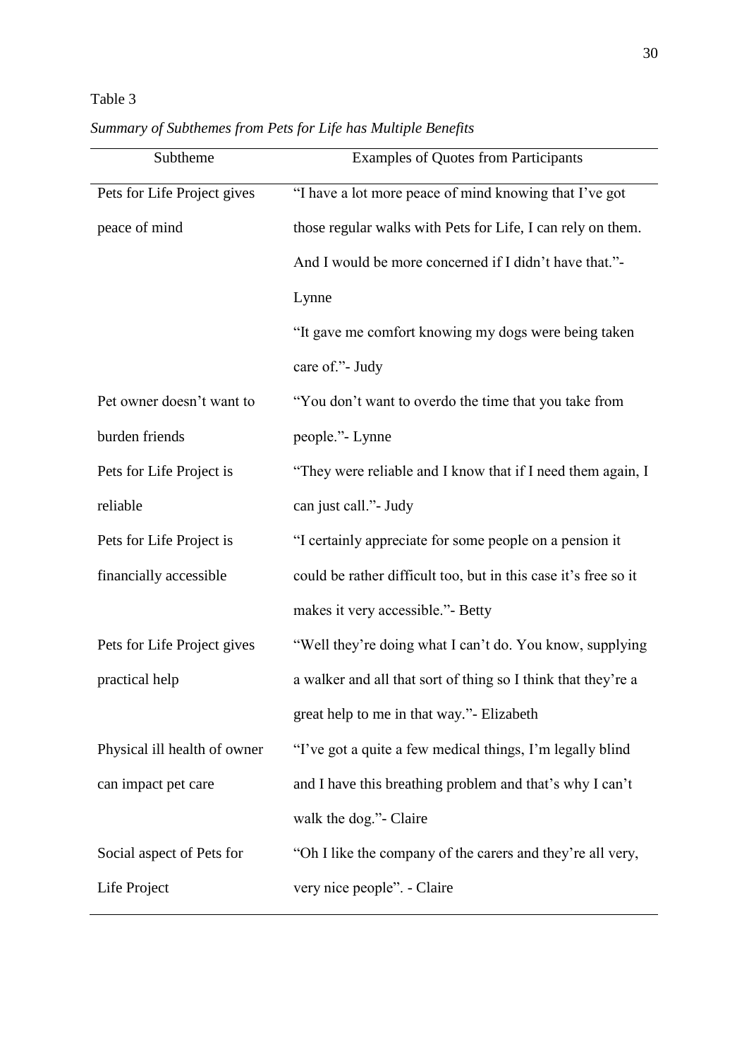Table 3

*Summary of Subthemes from Pets for Life has Multiple Benefits*

| Subtheme | Examples of Quotes from Participants |
|---|---|
| Pets for Life Project gives peace of mind | "I have a lot more peace of mind knowing that I've got those regular walks with Pets for Life, I can rely on them. And I would be more concerned if I didn't have that."- Lynne<br>"It gave me comfort knowing my dogs were being taken care of."- Judy |
| Pet owner doesn't want to burden friends | "You don't want to overdo the time that you take from people."- Lynne |
| Pets for Life Project is reliable | "They were reliable and I know that if I need them again, I can just call."- Judy |
| Pets for Life Project is financially accessible | "I certainly appreciate for some people on a pension it could be rather difficult too, but in this case it's free so it makes it very accessible."- Betty |
| Pets for Life Project gives practical help | "Well they're doing what I can't do. You know, supplying a walker and all that sort of thing so I think that they're a great help to me in that way."- Elizabeth |
| Physical ill health of owner can impact pet care | "I've got a quite a few medical things, I'm legally blind and I have this breathing problem and that's why I can't walk the dog."- Claire |
| Social aspect of Pets for Life Project | "Oh I like the company of the carers and they're all very, very nice people". - Claire |